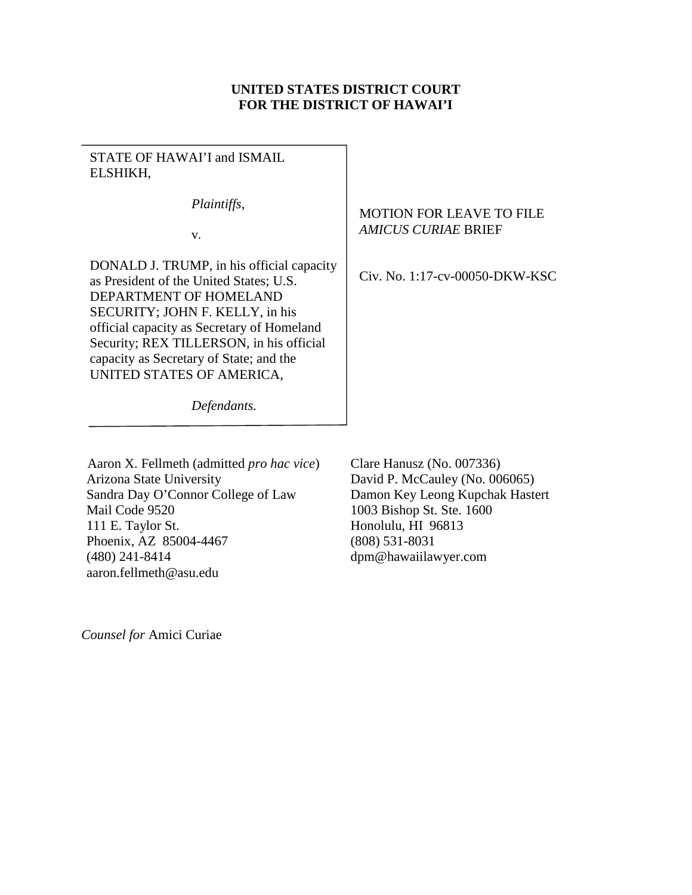**UNITED STATES DISTRICT COURT**
**FOR THE DISTRICT OF HAWAI'I**

STATE OF HAWAI'I and ISMAIL ELSHIKH,

*Plaintiffs*,

v.

DONALD J. TRUMP, in his official capacity as President of the United States; U.S. DEPARTMENT OF HOMELAND SECURITY; JOHN F. KELLY, in his official capacity as Secretary of Homeland Security; REX TILLERSON, in his official capacity as Secretary of State; and the UNITED STATES OF AMERICA,

*Defendants.*

MOTION FOR LEAVE TO FILE *AMICUS CURIAE* BRIEF

Civ. No. 1:17-cv-00050-DKW-KSC

Aaron X. Fellmeth (admitted *pro hac vice*)
Arizona State University
Sandra Day O'Connor College of Law
Mail Code 9520
111 E. Taylor St.
Phoenix, AZ 85004-4467
(480) 241-8414
aaron.fellmeth@asu.edu

Clare Hanusz (No. 007336)
David P. McCauley (No. 006065)
Damon Key Leong Kupchak Hastert
1003 Bishop St. Ste. 1600
Honolulu, HI 96813
(808) 531-8031
dpm@hawaiilawyer.com

*Counsel for* Amici Curiae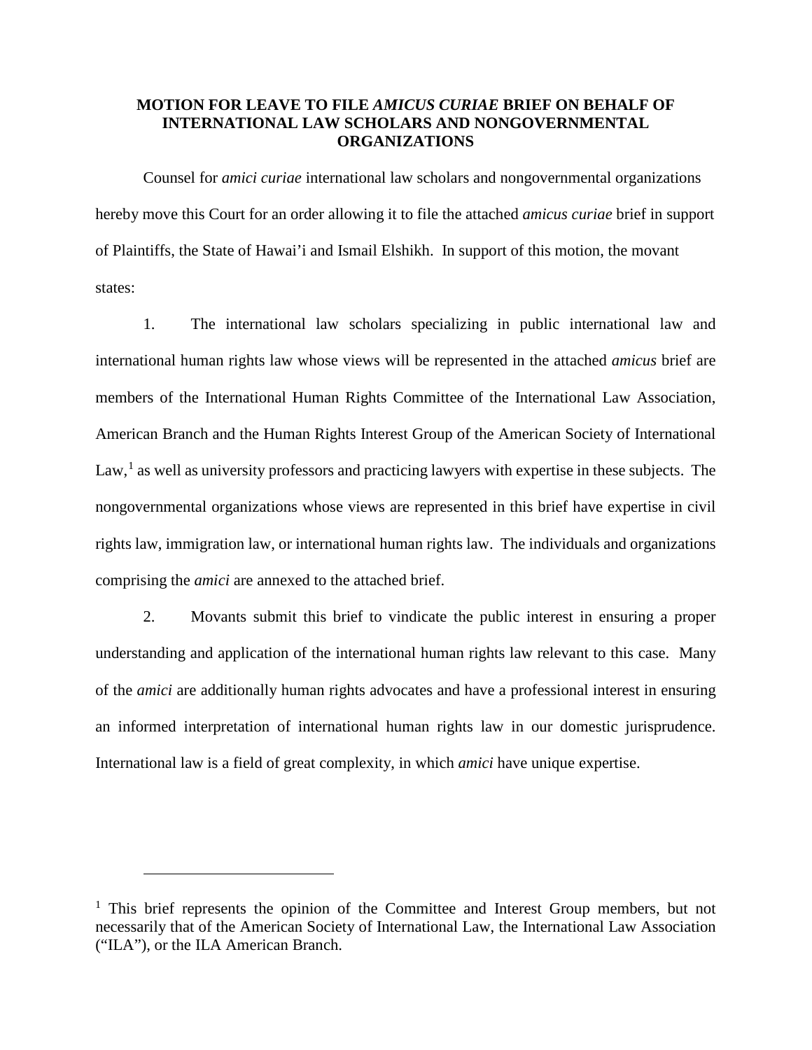**MOTION FOR LEAVE TO FILE *AMICUS CURIAE* BRIEF ON BEHALF OF INTERNATIONAL LAW SCHOLARS AND NONGOVERNMENTAL ORGANIZATIONS**

Counsel for *amici curiae* international law scholars and nongovernmental organizations hereby move this Court for an order allowing it to file the attached *amicus curiae* brief in support of Plaintiffs, the State of Hawai'i and Ismail Elshikh. In support of this motion, the movant states:

1. The international law scholars specializing in public international law and international human rights law whose views will be represented in the attached *amicus* brief are members of the International Human Rights Committee of the International Law Association, American Branch and the Human Rights Interest Group of the American Society of International Law,[1] as well as university professors and practicing lawyers with expertise in these subjects. The nongovernmental organizations whose views are represented in this brief have expertise in civil rights law, immigration law, or international human rights law. The individuals and organizations comprising the *amici* are annexed to the attached brief.

2. Movants submit this brief to vindicate the public interest in ensuring a proper understanding and application of the international human rights law relevant to this case. Many of the *amici* are additionally human rights advocates and have a professional interest in ensuring an informed interpretation of international human rights law in our domestic jurisprudence. International law is a field of great complexity, in which *amici* have unique expertise.

---

[1] This brief represents the opinion of the Committee and Interest Group members, but not necessarily that of the American Society of International Law, the International Law Association ("ILA"), or the ILA American Branch.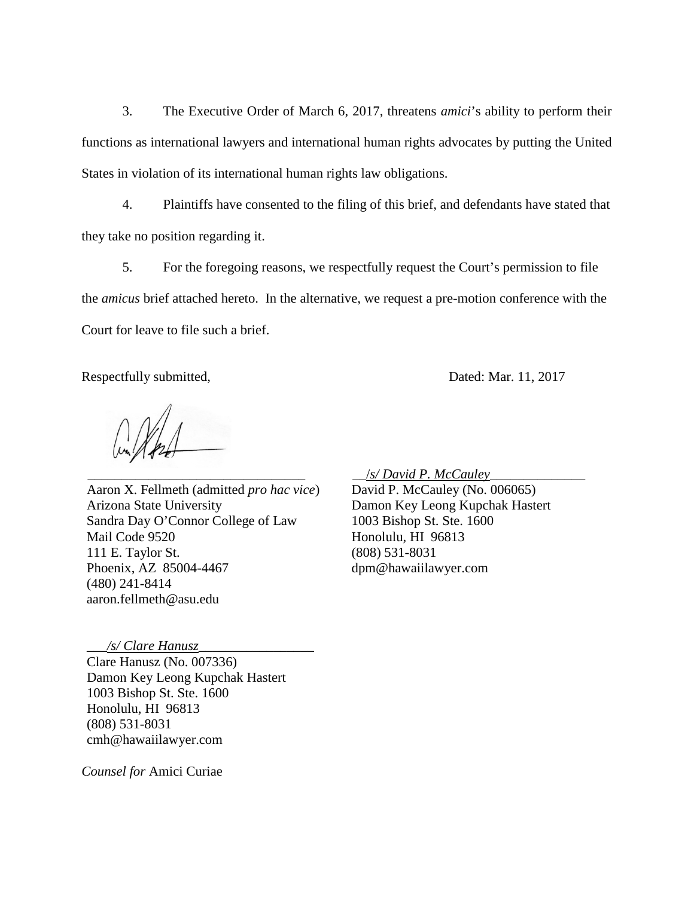3. The Executive Order of March 6, 2017, threatens *amici*'s ability to perform their functions as international lawyers and international human rights advocates by putting the United States in violation of its international human rights law obligations.

4. Plaintiffs have consented to the filing of this brief, and defendants have stated that they take no position regarding it.

5. For the foregoing reasons, we respectfully request the Court's permission to file the *amicus* brief attached hereto. In the alternative, we request a pre-motion conference with the Court for leave to file such a brief.

Respectfully submitted,

Dated: Mar. 11, 2017

\_\_\_\_\_\_\_\_\_\_\_\_\_\_\_\_\_\_\_\_\_\_\_\_\_\_\_\_\_\_\_\_
Aaron X. Fellmeth (admitted *pro hac vice*)
Arizona State University
Sandra Day O'Connor College of Law
Mail Code 9520
111 E. Taylor St.
Phoenix, AZ 85004-4467
(480) 241-8414
aaron.fellmeth@asu.edu

*/s/ David P. McCauley*
David P. McCauley (No. 006065)
Damon Key Leong Kupchak Hastert
1003 Bishop St. Ste. 1600
Honolulu, HI 96813
(808) 531-8031
dpm@hawaiilawyer.com

*/s/ Clare Hanusz*
Clare Hanusz (No. 007336)
Damon Key Leong Kupchak Hastert
1003 Bishop St. Ste. 1600
Honolulu, HI 96813
(808) 531-8031
cmh@hawaiilawyer.com

*Counsel for* Amici Curiae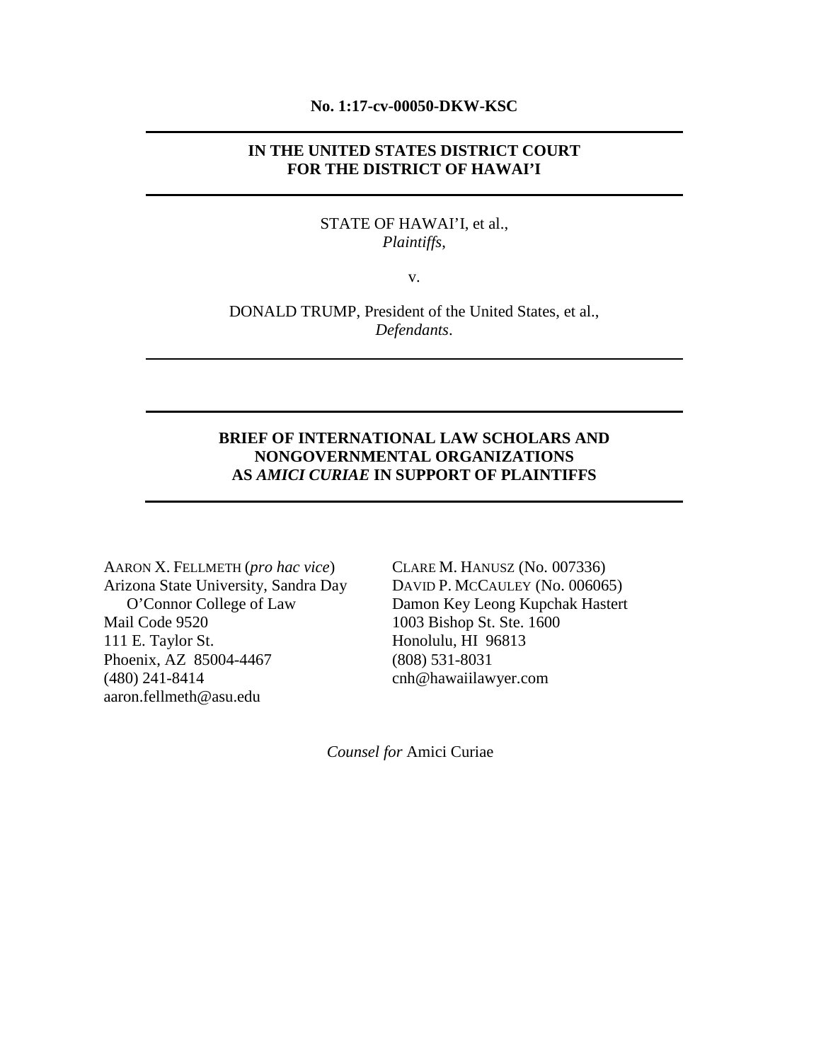**No. 1:17-cv-00050-DKW-KSC**

---

**IN THE UNITED STATES DISTRICT COURT**
**FOR THE DISTRICT OF HAWAI'I**

---

STATE OF HAWAI'I, et al.,
*Plaintiffs*,

v.

DONALD TRUMP, President of the United States, et al.,
*Defendants*.

---

---

**BRIEF OF INTERNATIONAL LAW SCHOLARS AND NONGOVERNMENTAL ORGANIZATIONS AS *AMICI CURIAE* IN SUPPORT OF PLAINTIFFS**

---

AARON X. FELLMETH (*pro hac vice*)
Arizona State University, Sandra Day O'Connor College of Law
Mail Code 9520
111 E. Taylor St.
Phoenix, AZ 85004-4467
(480) 241-8414
aaron.fellmeth@asu.edu

CLARE M. HANUSZ (No. 007336)
DAVID P. MCCAULEY (No. 006065)
Damon Key Leong Kupchak Hastert
1003 Bishop St. Ste. 1600
Honolulu, HI 96813
(808) 531-8031
cnh@hawaiilawyer.com

*Counsel for* Amici Curiae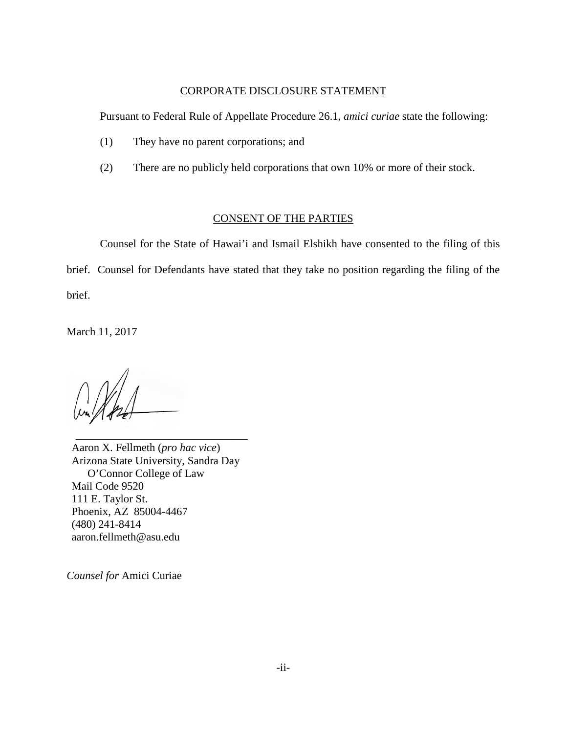## CORPORATE DISCLOSURE STATEMENT

Pursuant to Federal Rule of Appellate Procedure 26.1, *amici curiae* state the following:

(1) They have no parent corporations; and

(2) There are no publicly held corporations that own 10% or more of their stock.

## CONSENT OF THE PARTIES

Counsel for the State of Hawai'i and Ismail Elshikh have consented to the filing of this brief. Counsel for Defendants have stated that they take no position regarding the filing of the brief.

March 11, 2017

\_\_\_\_\_\_\_\_\_\_\_\_\_\_\_\_\_\_\_\_\_\_\_\_\_\_\_\_\_\_\_\_
Aaron X. Fellmeth (*pro hac vice*)
Arizona State University, Sandra Day
O'Connor College of Law
Mail Code 9520
111 E. Taylor St.
Phoenix, AZ 85004-4467
(480) 241-8414
aaron.fellmeth@asu.edu

*Counsel for* Amici Curiae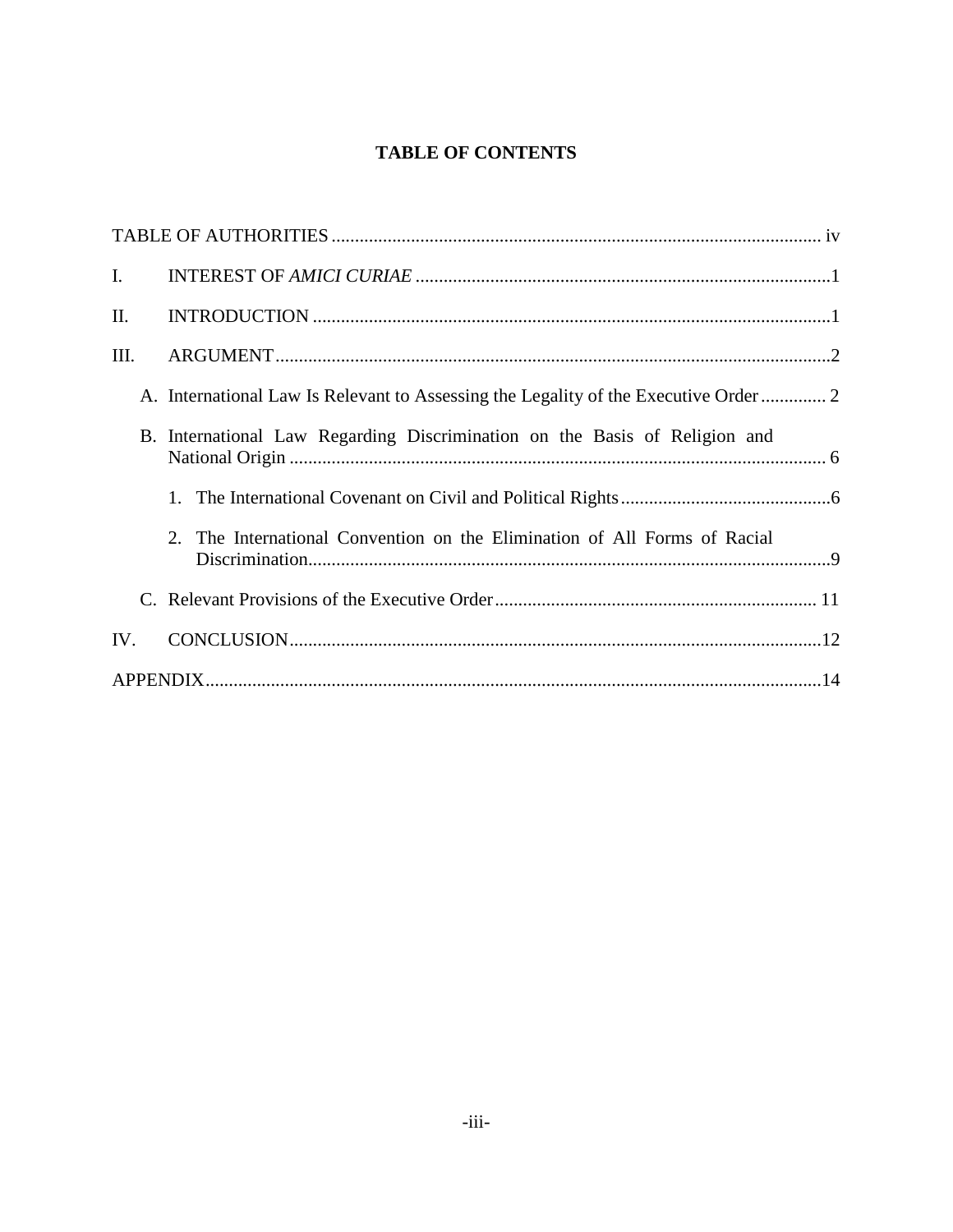# TABLE OF CONTENTS

TABLE OF AUTHORITIES ........................................................................................................ iv

I. INTEREST OF *AMICI CURIAE* ........................................................................................1

II. INTRODUCTION ..............................................................................................................1

III. ARGUMENT......................................................................................................................2

- A. International Law Is Relevant to Assessing the Legality of the Executive Order ............. 2
- B. International Law Regarding Discrimination on the Basis of Religion and National Origin .................................................................................................................. 6
  1. The International Covenant on Civil and Political Rights.............................................6
  2. The International Convention on the Elimination of All Forms of Racial Discrimination...............................................................................................................9
- C. Relevant Provisions of the Executive Order.................................................................... 11

IV. CONCLUSION.................................................................................................................12

APPENDIX..................................................................................................................................14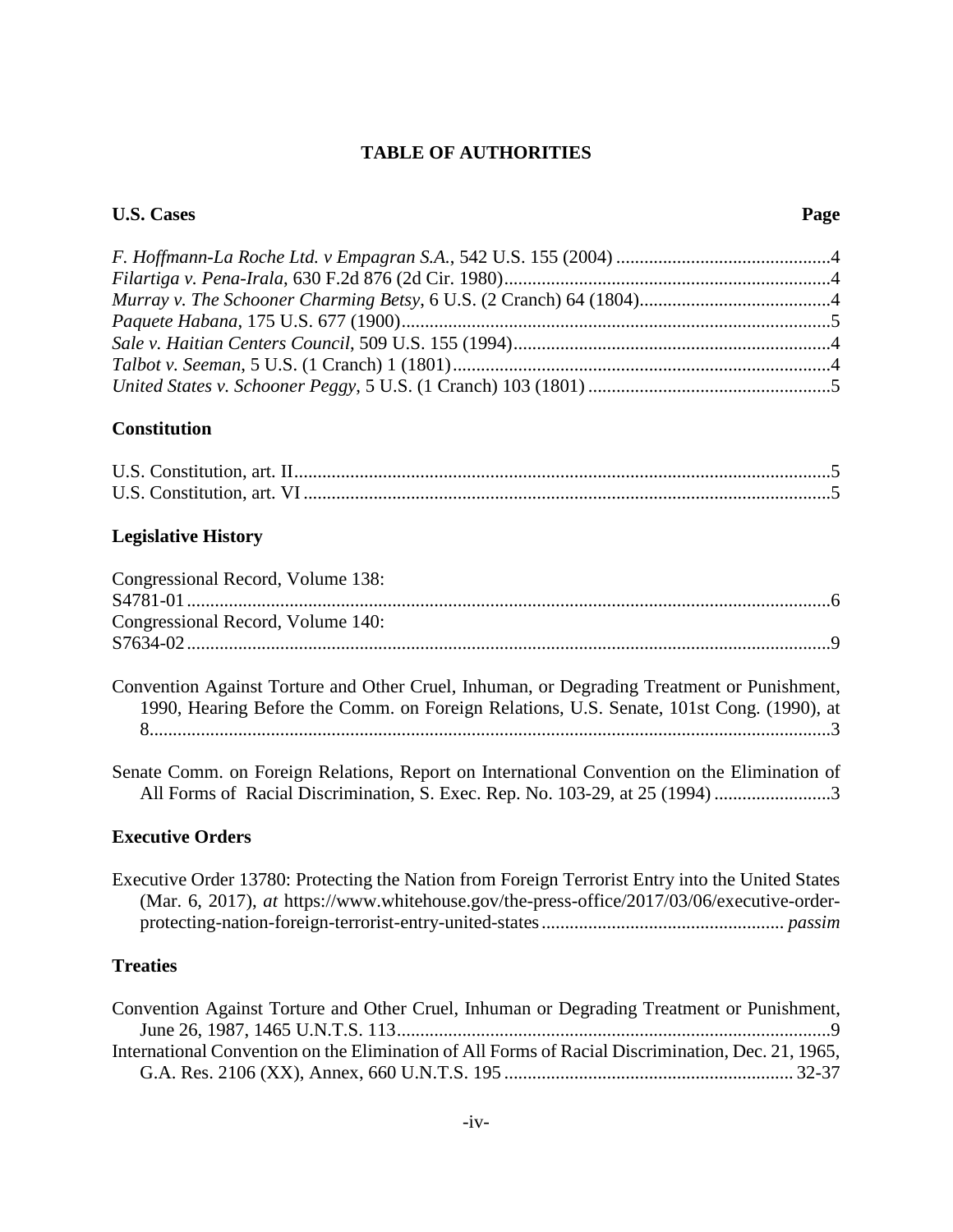# TABLE OF AUTHORITIES

**U.S. Cases** **Page**

*F. Hoffmann-La Roche Ltd. v Empagran S.A.*, 542 U.S. 155 (2004) ..............................................4
*Filartiga v. Pena-Irala*, 630 F.2d 876 (2d Cir. 1980)......................................................................4
*Murray v. The Schooner Charming Betsy*, 6 U.S. (2 Cranch) 64 (1804).........................................4
*Paquete Habana*, 175 U.S. 677 (1900)............................................................................................5
*Sale v. Haitian Centers Council*, 509 U.S. 155 (1994)....................................................................4
*Talbot v. Seeman*, 5 U.S. (1 Cranch) 1 (1801).................................................................................4
*United States v. Schooner Peggy*, 5 U.S. (1 Cranch) 103 (1801) ....................................................5

**Constitution**

U.S. Constitution, art. II..................................................................................................................5
U.S. Constitution, art. VI .................................................................................................................5

**Legislative History**

Congressional Record, Volume 138:
S4781-01..........................................................................................................................................6
Congressional Record, Volume 140:
S7634-02..........................................................................................................................................9

Convention Against Torture and Other Cruel, Inhuman, or Degrading Treatment or Punishment, 1990, Hearing Before the Comm. on Foreign Relations, U.S. Senate, 101st Cong. (1990), at 8..................................................................................................................................................3

Senate Comm. on Foreign Relations, Report on International Convention on the Elimination of All Forms of Racial Discrimination, S. Exec. Rep. No. 103-29, at 25 (1994) .........................3

**Executive Orders**

Executive Order 13780: Protecting the Nation from Foreign Terrorist Entry into the United States (Mar. 6, 2017), *at* https://www.whitehouse.gov/the-press-office/2017/03/06/executive-order-protecting-nation-foreign-terrorist-entry-united-states.................................................... *passim*

**Treaties**

Convention Against Torture and Other Cruel, Inhuman or Degrading Treatment or Punishment, June 26, 1987, 1465 U.N.T.S. 113.............................................................................................9
International Convention on the Elimination of All Forms of Racial Discrimination, Dec. 21, 1965, G.A. Res. 2106 (XX), Annex, 660 U.N.T.S. 195 ............................................................. 32-37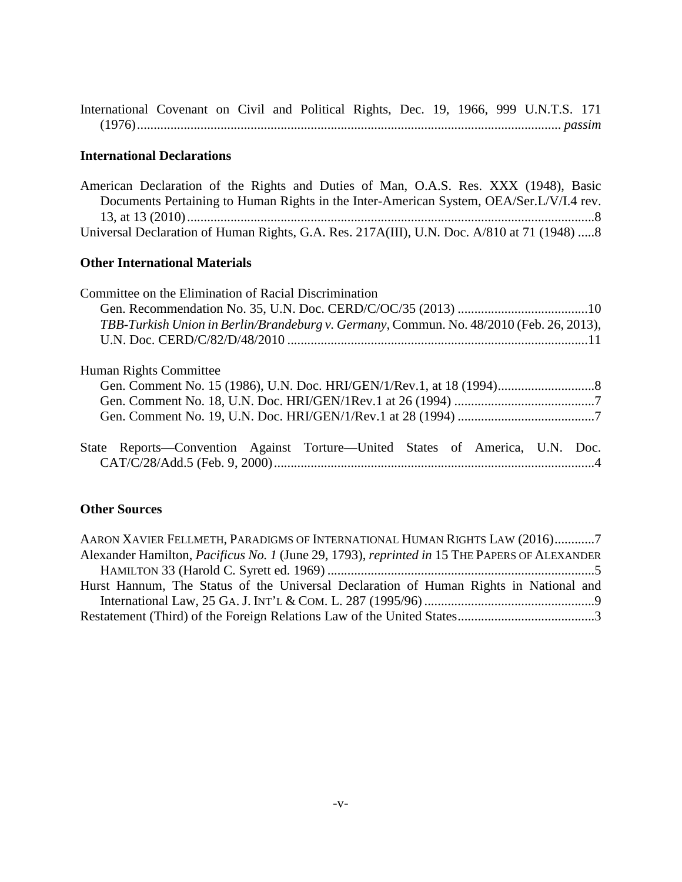International Covenant on Civil and Political Rights, Dec. 19, 1966, 999 U.N.T.S. 171 (1976)............................................................................................................................... *passim*

**International Declarations**

American Declaration of the Rights and Duties of Man, O.A.S. Res. XXX (1948), Basic Documents Pertaining to Human Rights in the Inter-American System, OEA/Ser.L/V/I.4 rev. 13, at 13 (2010)...........................................................................................................................8

Universal Declaration of Human Rights, G.A. Res. 217A(III), U.N. Doc. A/810 at 71 (1948) .....8

**Other International Materials**

Committee on the Elimination of Racial Discrimination

Gen. Recommendation No. 35, U.N. Doc. CERD/C/OC/35 (2013) .......................................10

*TBB-Turkish Union in Berlin/Brandeburg v. Germany*, Commun. No. 48/2010 (Feb. 26, 2013), U.N. Doc. CERD/C/82/D/48/2010 ..........................................................................................11

Human Rights Committee

Gen. Comment No. 15 (1986), U.N. Doc. HRI/GEN/1/Rev.1, at 18 (1994).............................8

Gen. Comment No. 18, U.N. Doc. HRI/GEN/1Rev.1 at 26 (1994) ..........................................7

Gen. Comment No. 19, U.N. Doc. HRI/GEN/1/Rev.1 at 28 (1994) .........................................7

State Reports—Convention Against Torture—United States of America, U.N. Doc. CAT/C/28/Add.5 (Feb. 9, 2000)................................................................................................4

**Other Sources**

AARON XAVIER FELLMETH, PARADIGMS OF INTERNATIONAL HUMAN RIGHTS LAW (2016)............7

Alexander Hamilton, *Pacificus No. 1* (June 29, 1793), *reprinted in* 15 THE PAPERS OF ALEXANDER HAMILTON 33 (Harold C. Syrett ed. 1969) .................................................................................5

Hurst Hannum, The Status of the Universal Declaration of Human Rights in National and International Law, 25 GA. J. INT'L & COM. L. 287 (1995/96) ...................................................9

Restatement (Third) of the Foreign Relations Law of the United States.........................................3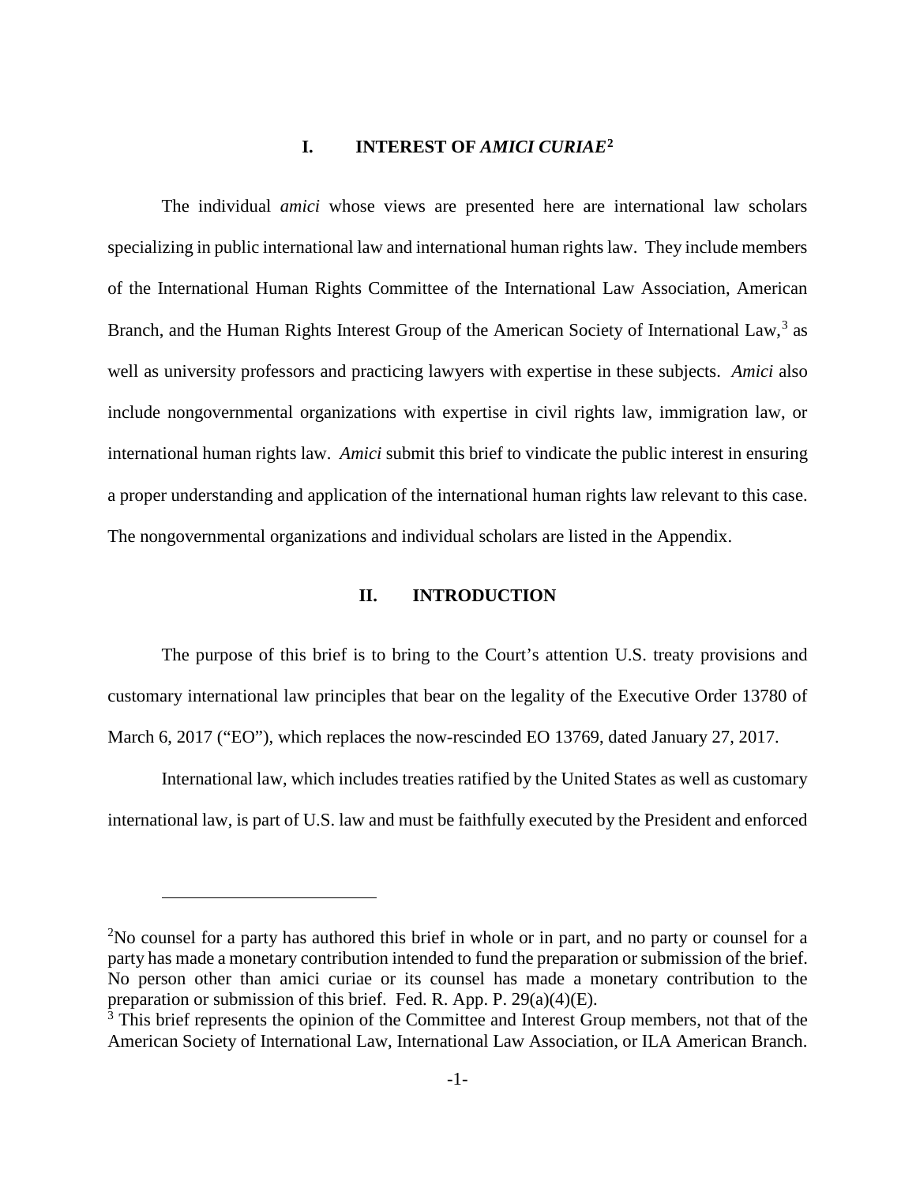## I. INTEREST OF *AMICI CURIAE*[2]

The individual *amici* whose views are presented here are international law scholars specializing in public international law and international human rights law. They include members of the International Human Rights Committee of the International Law Association, American Branch, and the Human Rights Interest Group of the American Society of International Law,[3] as well as university professors and practicing lawyers with expertise in these subjects. *Amici* also include nongovernmental organizations with expertise in civil rights law, immigration law, or international human rights law. *Amici* submit this brief to vindicate the public interest in ensuring a proper understanding and application of the international human rights law relevant to this case. The nongovernmental organizations and individual scholars are listed in the Appendix.

## II. INTRODUCTION

The purpose of this brief is to bring to the Court's attention U.S. treaty provisions and customary international law principles that bear on the legality of the Executive Order 13780 of March 6, 2017 ("EO"), which replaces the now-rescinded EO 13769, dated January 27, 2017.

International law, which includes treaties ratified by the United States as well as customary international law, is part of U.S. law and must be faithfully executed by the President and enforced

---

[2] No counsel for a party has authored this brief in whole or in part, and no party or counsel for a party has made a monetary contribution intended to fund the preparation or submission of the brief. No person other than amici curiae or its counsel has made a monetary contribution to the preparation or submission of this brief. Fed. R. App. P. 29(a)(4)(E).

[3] This brief represents the opinion of the Committee and Interest Group members, not that of the American Society of International Law, International Law Association, or ILA American Branch.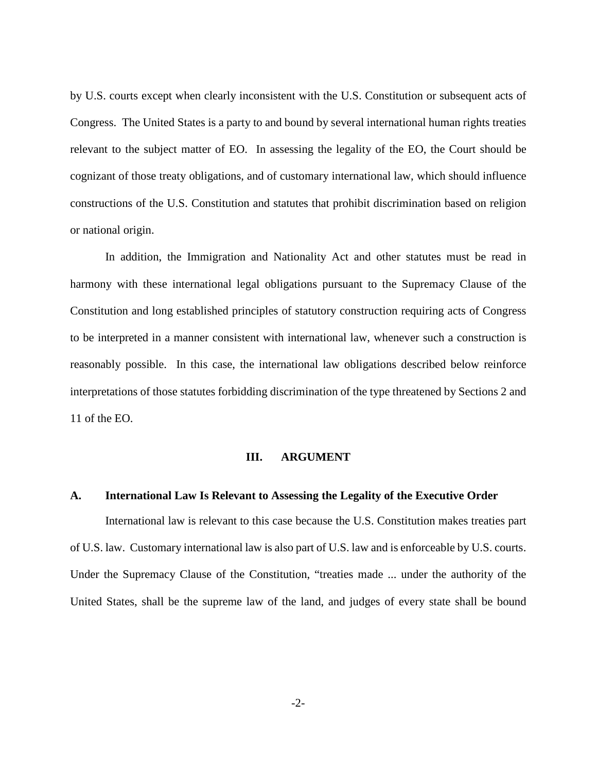by U.S. courts except when clearly inconsistent with the U.S. Constitution or subsequent acts of Congress. The United States is a party to and bound by several international human rights treaties relevant to the subject matter of EO. In assessing the legality of the EO, the Court should be cognizant of those treaty obligations, and of customary international law, which should influence constructions of the U.S. Constitution and statutes that prohibit discrimination based on religion or national origin.

In addition, the Immigration and Nationality Act and other statutes must be read in harmony with these international legal obligations pursuant to the Supremacy Clause of the Constitution and long established principles of statutory construction requiring acts of Congress to be interpreted in a manner consistent with international law, whenever such a construction is reasonably possible. In this case, the international law obligations described below reinforce interpretations of those statutes forbidding discrimination of the type threatened by Sections 2 and 11 of the EO.

## III. ARGUMENT

### A. International Law Is Relevant to Assessing the Legality of the Executive Order

International law is relevant to this case because the U.S. Constitution makes treaties part of U.S. law. Customary international law is also part of U.S. law and is enforceable by U.S. courts. Under the Supremacy Clause of the Constitution, "treaties made ... under the authority of the United States, shall be the supreme law of the land, and judges of every state shall be bound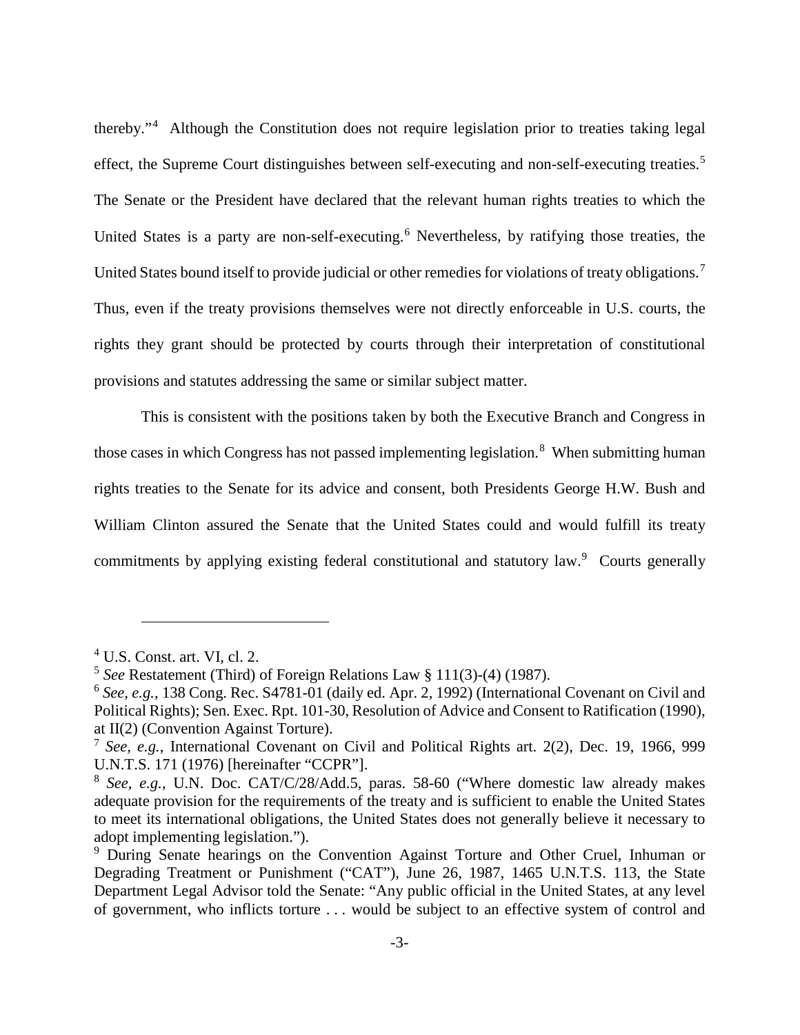thereby."[4] Although the Constitution does not require legislation prior to treaties taking legal effect, the Supreme Court distinguishes between self-executing and non-self-executing treaties.[5] The Senate or the President have declared that the relevant human rights treaties to which the United States is a party are non-self-executing.[6] Nevertheless, by ratifying those treaties, the United States bound itself to provide judicial or other remedies for violations of treaty obligations.[7] Thus, even if the treaty provisions themselves were not directly enforceable in U.S. courts, the rights they grant should be protected by courts through their interpretation of constitutional provisions and statutes addressing the same or similar subject matter.

This is consistent with the positions taken by both the Executive Branch and Congress in those cases in which Congress has not passed implementing legislation.[8] When submitting human rights treaties to the Senate for its advice and consent, both Presidents George H.W. Bush and William Clinton assured the Senate that the United States could and would fulfill its treaty commitments by applying existing federal constitutional and statutory law.[9] Courts generally

---

[4] U.S. Const. art. VI, cl. 2.

[5] *See* Restatement (Third) of Foreign Relations Law § 111(3)-(4) (1987).

[6] *See, e.g.*, 138 Cong. Rec. S4781-01 (daily ed. Apr. 2, 1992) (International Covenant on Civil and Political Rights); Sen. Exec. Rpt. 101-30, Resolution of Advice and Consent to Ratification (1990), at II(2) (Convention Against Torture).

[7] *See, e.g.*, International Covenant on Civil and Political Rights art. 2(2), Dec. 19, 1966, 999 U.N.T.S. 171 (1976) [hereinafter "CCPR"].

[8] *See, e.g.*, U.N. Doc. CAT/C/28/Add.5, paras. 58-60 ("Where domestic law already makes adequate provision for the requirements of the treaty and is sufficient to enable the United States to meet its international obligations, the United States does not generally believe it necessary to adopt implementing legislation.").

[9] During Senate hearings on the Convention Against Torture and Other Cruel, Inhuman or Degrading Treatment or Punishment ("CAT"), June 26, 1987, 1465 U.N.T.S. 113, the State Department Legal Advisor told the Senate: "Any public official in the United States, at any level of government, who inflicts torture . . . would be subject to an effective system of control and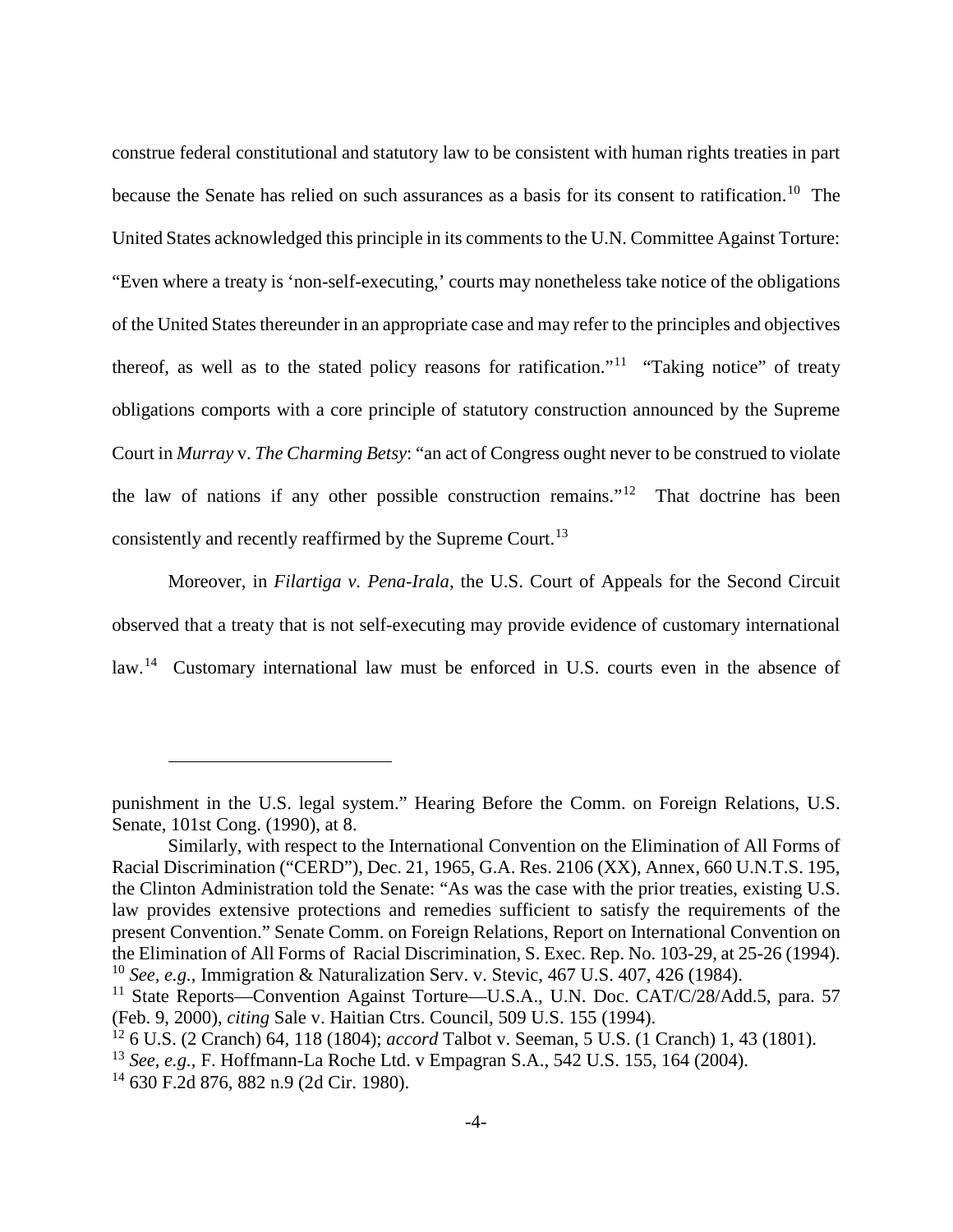construe federal constitutional and statutory law to be consistent with human rights treaties in part because the Senate has relied on such assurances as a basis for its consent to ratification.[10] The United States acknowledged this principle in its comments to the U.N. Committee Against Torture: "Even where a treaty is 'non-self-executing,' courts may nonetheless take notice of the obligations of the United States thereunder in an appropriate case and may refer to the principles and objectives thereof, as well as to the stated policy reasons for ratification."[11] "Taking notice" of treaty obligations comports with a core principle of statutory construction announced by the Supreme Court in *Murray* v. *The Charming Betsy*: "an act of Congress ought never to be construed to violate the law of nations if any other possible construction remains."[12] That doctrine has been consistently and recently reaffirmed by the Supreme Court.[13]

Moreover, in *Filartiga v. Pena-Irala*, the U.S. Court of Appeals for the Second Circuit observed that a treaty that is not self-executing may provide evidence of customary international law.[14] Customary international law must be enforced in U.S. courts even in the absence of

---

punishment in the U.S. legal system." Hearing Before the Comm. on Foreign Relations, U.S. Senate, 101st Cong. (1990), at 8.

Similarly, with respect to the International Convention on the Elimination of All Forms of Racial Discrimination ("CERD"), Dec. 21, 1965, G.A. Res. 2106 (XX), Annex, 660 U.N.T.S. 195, the Clinton Administration told the Senate: "As was the case with the prior treaties, existing U.S. law provides extensive protections and remedies sufficient to satisfy the requirements of the present Convention." Senate Comm. on Foreign Relations, Report on International Convention on the Elimination of All Forms of Racial Discrimination, S. Exec. Rep. No. 103-29, at 25-26 (1994).

[10] *See, e.g.*, Immigration & Naturalization Serv. v. Stevic, 467 U.S. 407, 426 (1984).

[11] State Reports—Convention Against Torture—U.S.A., U.N. Doc. CAT/C/28/Add.5, para. 57 (Feb. 9, 2000), *citing* Sale v. Haitian Ctrs. Council, 509 U.S. 155 (1994).

[12] 6 U.S. (2 Cranch) 64, 118 (1804); *accord* Talbot v. Seeman, 5 U.S. (1 Cranch) 1, 43 (1801).

[13] *See, e.g.*, F. Hoffmann-La Roche Ltd. v Empagran S.A., 542 U.S. 155, 164 (2004).

[14] 630 F.2d 876, 882 n.9 (2d Cir. 1980).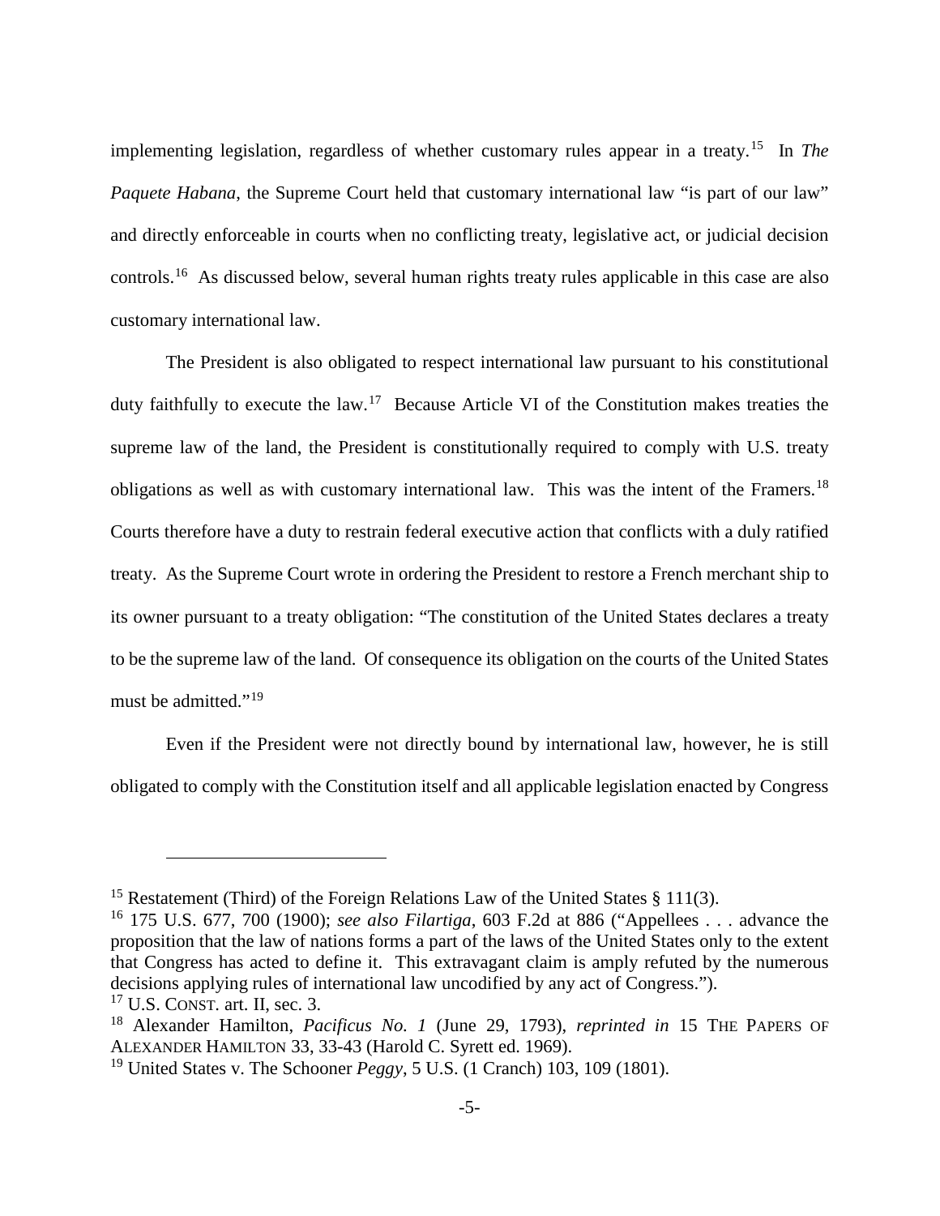implementing legislation, regardless of whether customary rules appear in a treaty.[15] In *The Paquete Habana*, the Supreme Court held that customary international law "is part of our law" and directly enforceable in courts when no conflicting treaty, legislative act, or judicial decision controls.[16] As discussed below, several human rights treaty rules applicable in this case are also customary international law.

The President is also obligated to respect international law pursuant to his constitutional duty faithfully to execute the law.[17] Because Article VI of the Constitution makes treaties the supreme law of the land, the President is constitutionally required to comply with U.S. treaty obligations as well as with customary international law. This was the intent of the Framers.[18] Courts therefore have a duty to restrain federal executive action that conflicts with a duly ratified treaty. As the Supreme Court wrote in ordering the President to restore a French merchant ship to its owner pursuant to a treaty obligation: "The constitution of the United States declares a treaty to be the supreme law of the land. Of consequence its obligation on the courts of the United States must be admitted."[19]

Even if the President were not directly bound by international law, however, he is still obligated to comply with the Constitution itself and all applicable legislation enacted by Congress

---

[15] Restatement (Third) of the Foreign Relations Law of the United States § 111(3).

[16] 175 U.S. 677, 700 (1900); *see also Filartiga*, 603 F.2d at 886 ("Appellees . . . advance the proposition that the law of nations forms a part of the laws of the United States only to the extent that Congress has acted to define it. This extravagant claim is amply refuted by the numerous decisions applying rules of international law uncodified by any act of Congress.").

[17] U.S. CONST. art. II, sec. 3.

[18] Alexander Hamilton, *Pacificus No. 1* (June 29, 1793), *reprinted in* 15 THE PAPERS OF ALEXANDER HAMILTON 33, 33-43 (Harold C. Syrett ed. 1969).

[19] United States v. The Schooner *Peggy*, 5 U.S. (1 Cranch) 103, 109 (1801).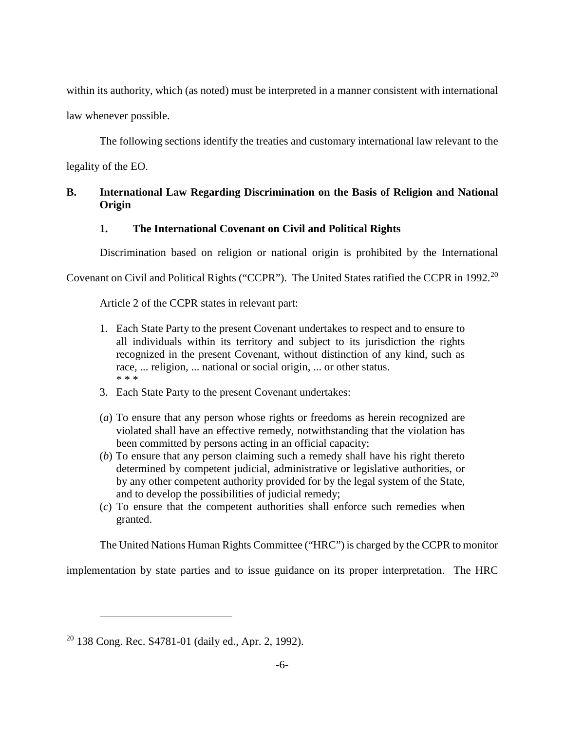within its authority, which (as noted) must be interpreted in a manner consistent with international law whenever possible.

The following sections identify the treaties and customary international law relevant to the legality of the EO.

## B. International Law Regarding Discrimination on the Basis of Religion and National Origin

### 1. The International Covenant on Civil and Political Rights

Discrimination based on religion or national origin is prohibited by the International Covenant on Civil and Political Rights ("CCPR"). The United States ratified the CCPR in 1992.[20]

Article 2 of the CCPR states in relevant part:

> 1. Each State Party to the present Covenant undertakes to respect and to ensure to all individuals within its territory and subject to its jurisdiction the rights recognized in the present Covenant, without distinction of any kind, such as race, ... religion, ... national or social origin, ... or other status.
>
> \* \* \*
>
> 3. Each State Party to the present Covenant undertakes:
>
> (*a*) To ensure that any person whose rights or freedoms as herein recognized are violated shall have an effective remedy, notwithstanding that the violation has been committed by persons acting in an official capacity;
>
> (*b*) To ensure that any person claiming such a remedy shall have his right thereto determined by competent judicial, administrative or legislative authorities, or by any other competent authority provided for by the legal system of the State, and to develop the possibilities of judicial remedy;
>
> (*c*) To ensure that the competent authorities shall enforce such remedies when granted.

The United Nations Human Rights Committee ("HRC") is charged by the CCPR to monitor implementation by state parties and to issue guidance on its proper interpretation. The HRC

---

[20] 138 Cong. Rec. S4781-01 (daily ed., Apr. 2, 1992).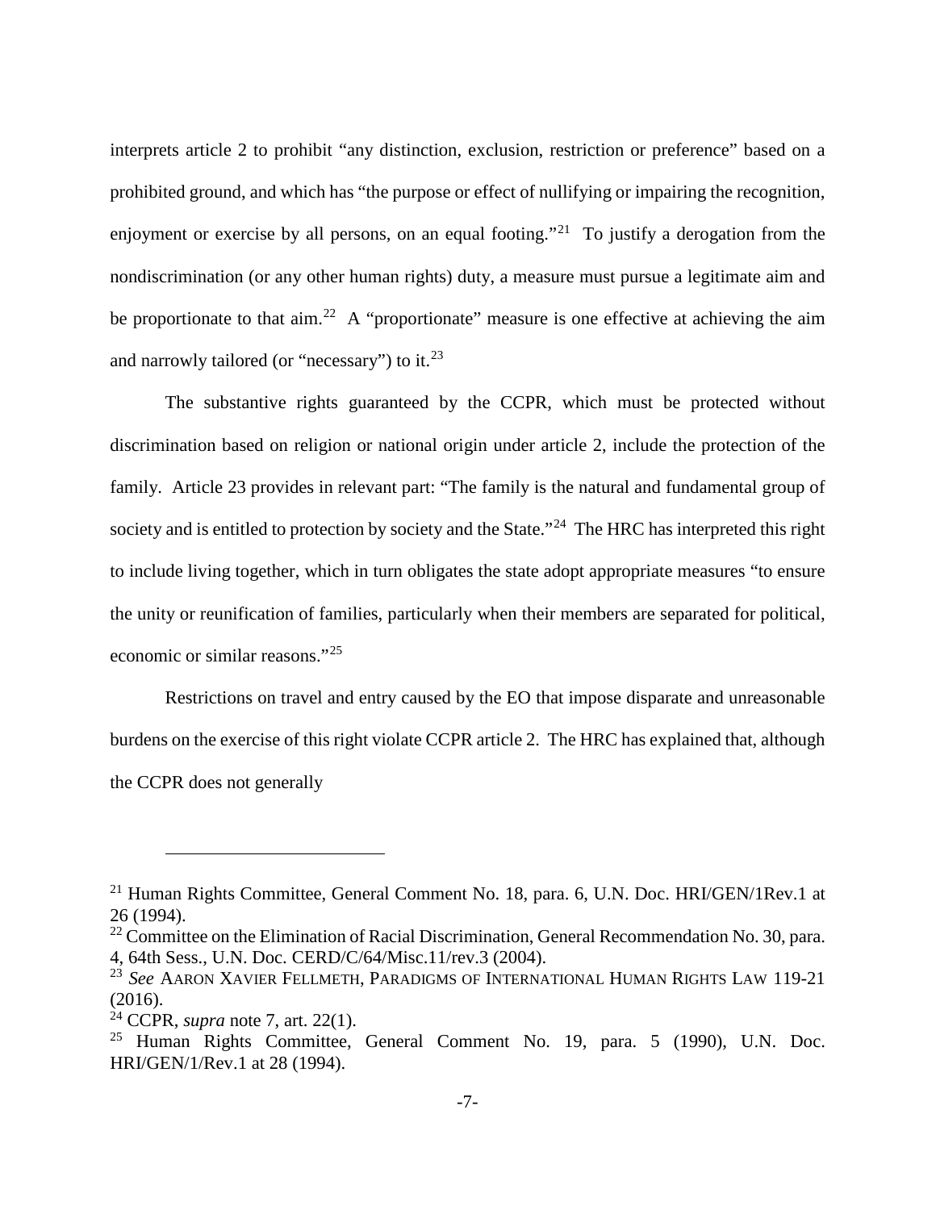interprets article 2 to prohibit "any distinction, exclusion, restriction or preference" based on a prohibited ground, and which has "the purpose or effect of nullifying or impairing the recognition, enjoyment or exercise by all persons, on an equal footing."[21] To justify a derogation from the nondiscrimination (or any other human rights) duty, a measure must pursue a legitimate aim and be proportionate to that aim.[22] A "proportionate" measure is one effective at achieving the aim and narrowly tailored (or "necessary") to it.[23]

The substantive rights guaranteed by the CCPR, which must be protected without discrimination based on religion or national origin under article 2, include the protection of the family. Article 23 provides in relevant part: "The family is the natural and fundamental group of society and is entitled to protection by society and the State."[24] The HRC has interpreted this right to include living together, which in turn obligates the state adopt appropriate measures "to ensure the unity or reunification of families, particularly when their members are separated for political, economic or similar reasons."[25]

Restrictions on travel and entry caused by the EO that impose disparate and unreasonable burdens on the exercise of this right violate CCPR article 2. The HRC has explained that, although the CCPR does not generally

---

[21] Human Rights Committee, General Comment No. 18, para. 6, U.N. Doc. HRI/GEN/1Rev.1 at 26 (1994).

[22] Committee on the Elimination of Racial Discrimination, General Recommendation No. 30, para. 4, 64th Sess., U.N. Doc. CERD/C/64/Misc.11/rev.3 (2004).

[23] *See* AARON XAVIER FELLMETH, PARADIGMS OF INTERNATIONAL HUMAN RIGHTS LAW 119-21 (2016).

[24] CCPR, *supra* note 7, art. 22(1).

[25] Human Rights Committee, General Comment No. 19, para. 5 (1990), U.N. Doc. HRI/GEN/1/Rev.1 at 28 (1994).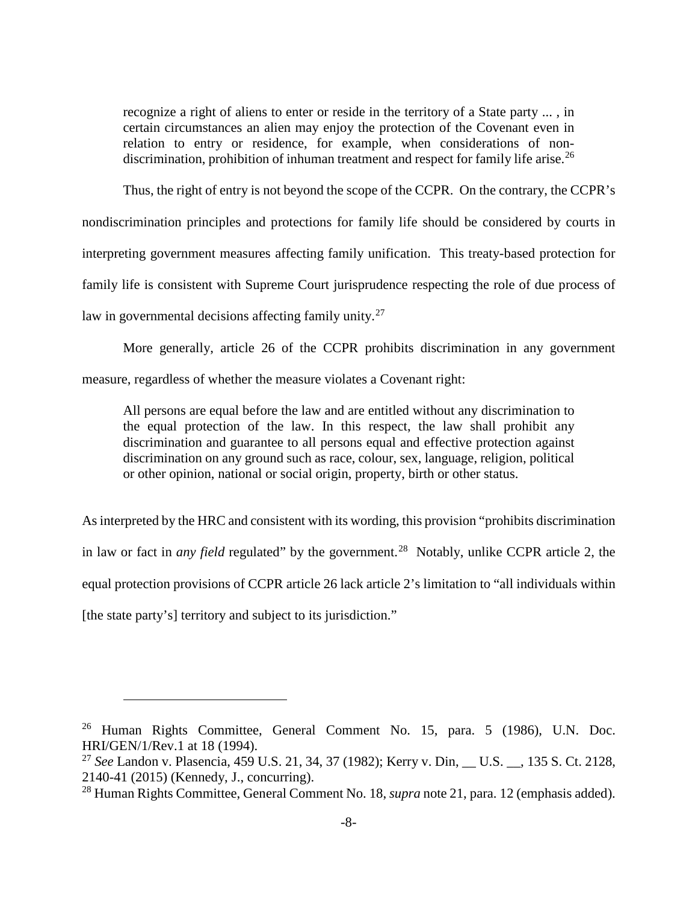> recognize a right of aliens to enter or reside in the territory of a State party ... , in certain circumstances an alien may enjoy the protection of the Covenant even in relation to entry or residence, for example, when considerations of non-discrimination, prohibition of inhuman treatment and respect for family life arise.[26]

Thus, the right of entry is not beyond the scope of the CCPR. On the contrary, the CCPR's nondiscrimination principles and protections for family life should be considered by courts in interpreting government measures affecting family unification. This treaty-based protection for family life is consistent with Supreme Court jurisprudence respecting the role of due process of law in governmental decisions affecting family unity.[27]

More generally, article 26 of the CCPR prohibits discrimination in any government measure, regardless of whether the measure violates a Covenant right:

> All persons are equal before the law and are entitled without any discrimination to the equal protection of the law. In this respect, the law shall prohibit any discrimination and guarantee to all persons equal and effective protection against discrimination on any ground such as race, colour, sex, language, religion, political or other opinion, national or social origin, property, birth or other status.

As interpreted by the HRC and consistent with its wording, this provision "prohibits discrimination in law or fact in *any field* regulated" by the government.[28] Notably, unlike CCPR article 2, the equal protection provisions of CCPR article 26 lack article 2's limitation to "all individuals within [the state party's] territory and subject to its jurisdiction."

---

[26] Human Rights Committee, General Comment No. 15, para. 5 (1986), U.N. Doc. HRI/GEN/1/Rev.1 at 18 (1994).

[27] *See* Landon v. Plasencia, 459 U.S. 21, 34, 37 (1982); Kerry v. Din, __ U.S. __, 135 S. Ct. 2128, 2140-41 (2015) (Kennedy, J., concurring).

[28] Human Rights Committee, General Comment No. 18, *supra* note 21, para. 12 (emphasis added).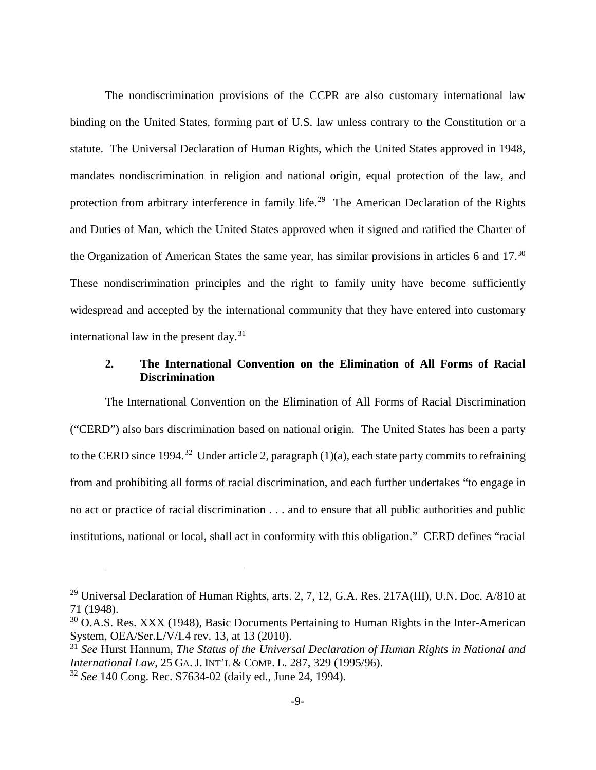The nondiscrimination provisions of the CCPR are also customary international law binding on the United States, forming part of U.S. law unless contrary to the Constitution or a statute. The Universal Declaration of Human Rights, which the United States approved in 1948, mandates nondiscrimination in religion and national origin, equal protection of the law, and protection from arbitrary interference in family life.[29] The American Declaration of the Rights and Duties of Man, which the United States approved when it signed and ratified the Charter of the Organization of American States the same year, has similar provisions in articles 6 and 17.[30] These nondiscrimination principles and the right to family unity have become sufficiently widespread and accepted by the international community that they have entered into customary international law in the present day.[31]

### 2. The International Convention on the Elimination of All Forms of Racial Discrimination

The International Convention on the Elimination of All Forms of Racial Discrimination ("CERD") also bars discrimination based on national origin. The United States has been a party to the CERD since 1994.[32] Under article 2, paragraph (1)(a), each state party commits to refraining from and prohibiting all forms of racial discrimination, and each further undertakes "to engage in no act or practice of racial discrimination . . . and to ensure that all public authorities and public institutions, national or local, shall act in conformity with this obligation." CERD defines "racial

---

[29] Universal Declaration of Human Rights, arts. 2, 7, 12, G.A. Res. 217A(III), U.N. Doc. A/810 at 71 (1948).

[30] O.A.S. Res. XXX (1948), Basic Documents Pertaining to Human Rights in the Inter-American System, OEA/Ser.L/V/I.4 rev. 13, at 13 (2010).

[31] *See* Hurst Hannum, *The Status of the Universal Declaration of Human Rights in National and International Law*, 25 GA. J. INT'L & COMP. L. 287, 329 (1995/96).

[32] *See* 140 Cong. Rec. S7634-02 (daily ed., June 24, 1994).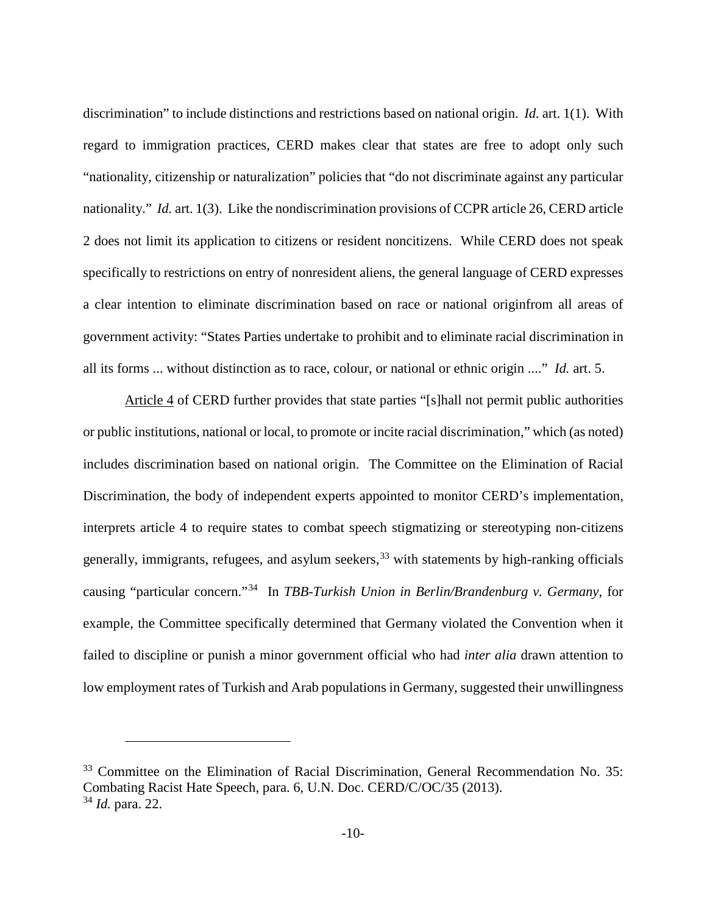discrimination" to include distinctions and restrictions based on national origin. *Id.* art. 1(1). With regard to immigration practices, CERD makes clear that states are free to adopt only such "nationality, citizenship or naturalization" policies that "do not discriminate against any particular nationality." *Id.* art. 1(3). Like the nondiscrimination provisions of CCPR article 26, CERD article 2 does not limit its application to citizens or resident noncitizens. While CERD does not speak specifically to restrictions on entry of nonresident aliens, the general language of CERD expresses a clear intention to eliminate discrimination based on race or national originfrom all areas of government activity: "States Parties undertake to prohibit and to eliminate racial discrimination in all its forms ... without distinction as to race, colour, or national or ethnic origin ...." *Id.* art. 5.

Article 4 of CERD further provides that state parties "[s]hall not permit public authorities or public institutions, national or local, to promote or incite racial discrimination," which (as noted) includes discrimination based on national origin. The Committee on the Elimination of Racial Discrimination, the body of independent experts appointed to monitor CERD's implementation, interprets article 4 to require states to combat speech stigmatizing or stereotyping non-citizens generally, immigrants, refugees, and asylum seekers,[33] with statements by high-ranking officials causing "particular concern."[34] In *TBB-Turkish Union in Berlin/Brandenburg v. Germany*, for example, the Committee specifically determined that Germany violated the Convention when it failed to discipline or punish a minor government official who had *inter alia* drawn attention to low employment rates of Turkish and Arab populations in Germany, suggested their unwillingness

---

[33] Committee on the Elimination of Racial Discrimination, General Recommendation No. 35: Combating Racist Hate Speech, para. 6, U.N. Doc. CERD/C/OC/35 (2013).

[34] *Id.* para. 22.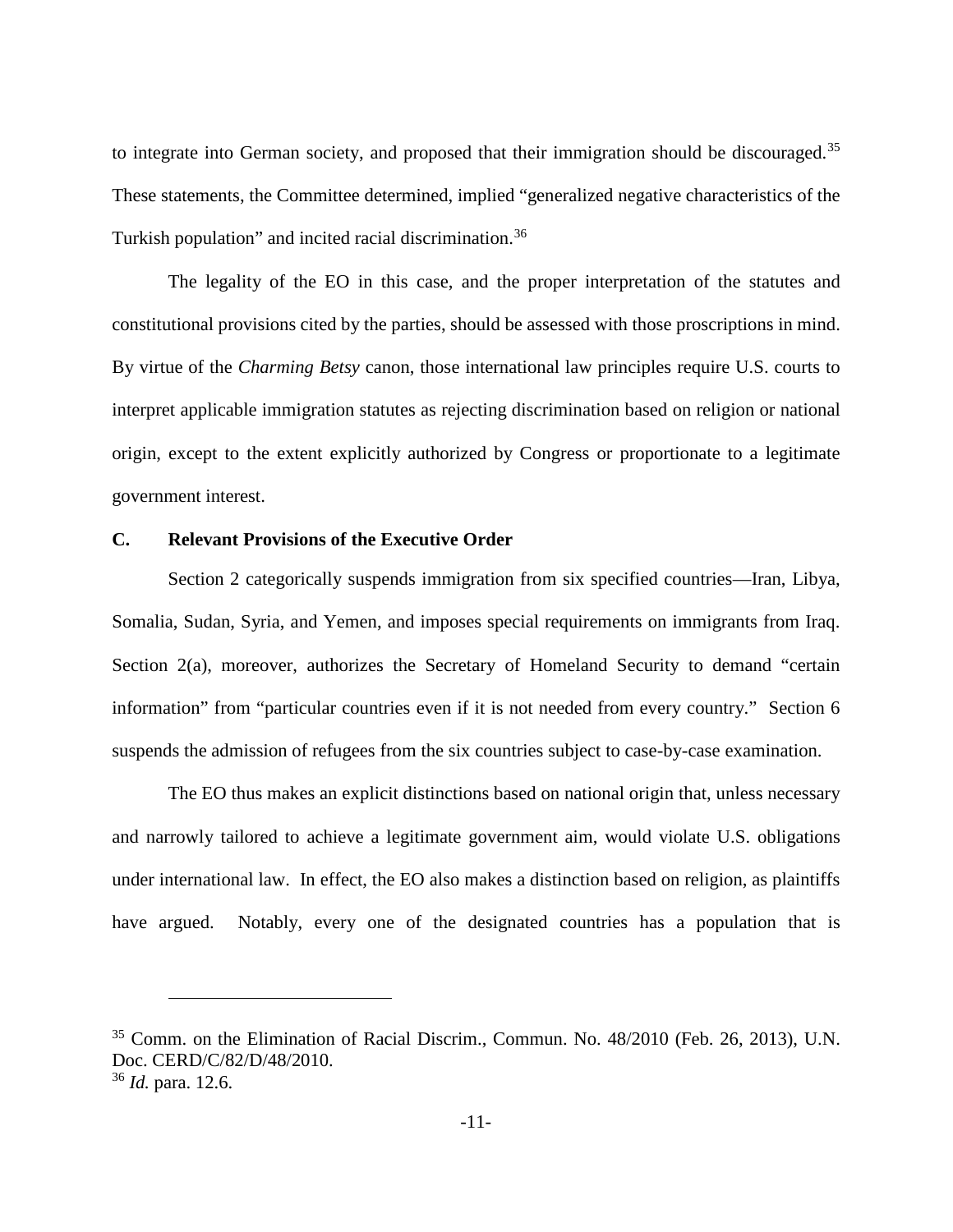to integrate into German society, and proposed that their immigration should be discouraged.[35] These statements, the Committee determined, implied "generalized negative characteristics of the Turkish population" and incited racial discrimination.[36]

The legality of the EO in this case, and the proper interpretation of the statutes and constitutional provisions cited by the parties, should be assessed with those proscriptions in mind. By virtue of the *Charming Betsy* canon, those international law principles require U.S. courts to interpret applicable immigration statutes as rejecting discrimination based on religion or national origin, except to the extent explicitly authorized by Congress or proportionate to a legitimate government interest.

### C. Relevant Provisions of the Executive Order

Section 2 categorically suspends immigration from six specified countries—Iran, Libya, Somalia, Sudan, Syria, and Yemen, and imposes special requirements on immigrants from Iraq. Section 2(a), moreover, authorizes the Secretary of Homeland Security to demand "certain information" from "particular countries even if it is not needed from every country." Section 6 suspends the admission of refugees from the six countries subject to case-by-case examination.

The EO thus makes an explicit distinctions based on national origin that, unless necessary and narrowly tailored to achieve a legitimate government aim, would violate U.S. obligations under international law. In effect, the EO also makes a distinction based on religion, as plaintiffs have argued. Notably, every one of the designated countries has a population that is

---

[35] Comm. on the Elimination of Racial Discrim., Commun. No. 48/2010 (Feb. 26, 2013), U.N. Doc. CERD/C/82/D/48/2010.

[36] *Id.* para. 12.6.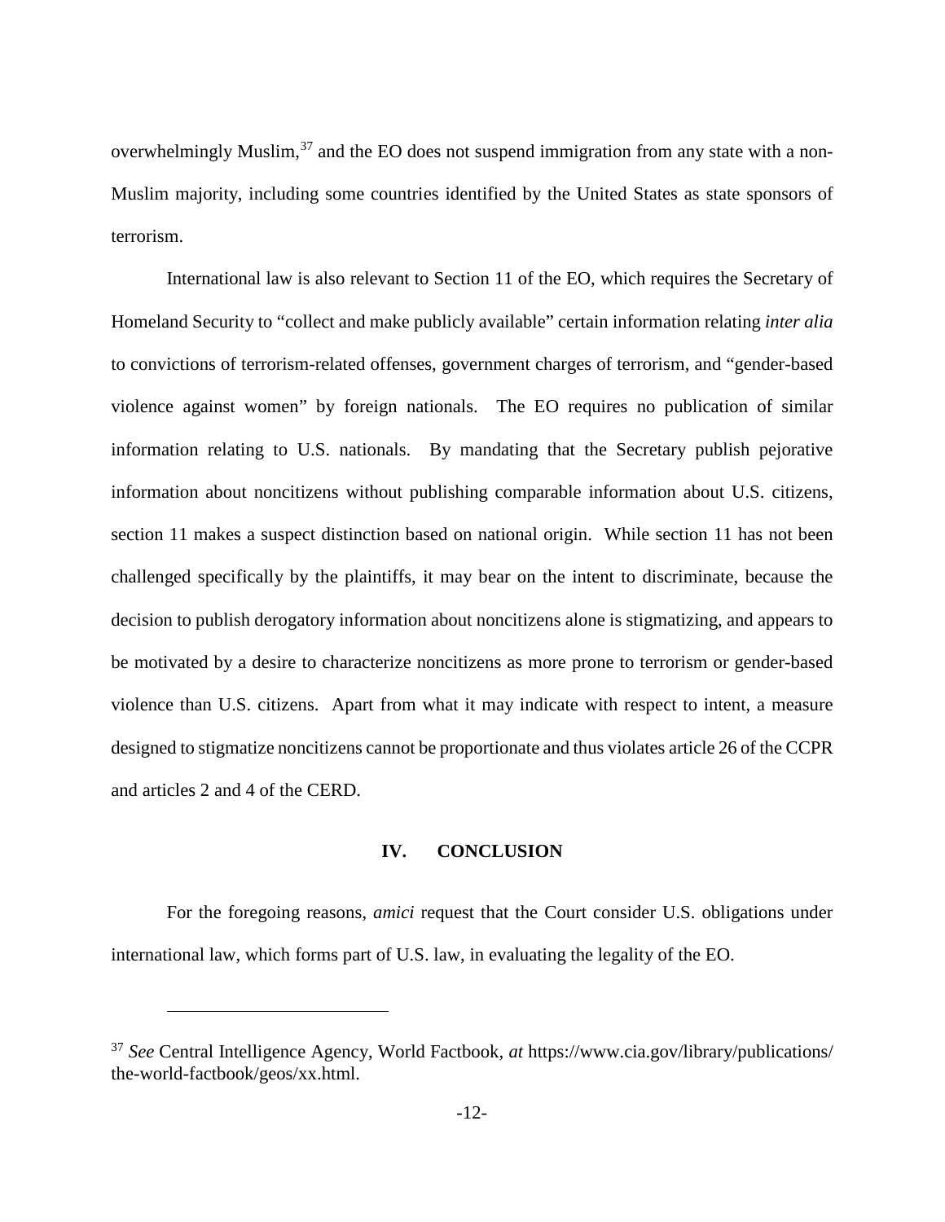overwhelmingly Muslim,[37] and the EO does not suspend immigration from any state with a non-Muslim majority, including some countries identified by the United States as state sponsors of terrorism.

International law is also relevant to Section 11 of the EO, which requires the Secretary of Homeland Security to "collect and make publicly available" certain information relating *inter alia* to convictions of terrorism-related offenses, government charges of terrorism, and "gender-based violence against women" by foreign nationals. The EO requires no publication of similar information relating to U.S. nationals. By mandating that the Secretary publish pejorative information about noncitizens without publishing comparable information about U.S. citizens, section 11 makes a suspect distinction based on national origin. While section 11 has not been challenged specifically by the plaintiffs, it may bear on the intent to discriminate, because the decision to publish derogatory information about noncitizens alone is stigmatizing, and appears to be motivated by a desire to characterize noncitizens as more prone to terrorism or gender-based violence than U.S. citizens. Apart from what it may indicate with respect to intent, a measure designed to stigmatize noncitizens cannot be proportionate and thus violates article 26 of the CCPR and articles 2 and 4 of the CERD.

## IV. CONCLUSION

For the foregoing reasons, *amici* request that the Court consider U.S. obligations under international law, which forms part of U.S. law, in evaluating the legality of the EO.

---

[37] *See* Central Intelligence Agency, World Factbook, *at* https://www.cia.gov/library/publications/the-world-factbook/geos/xx.html.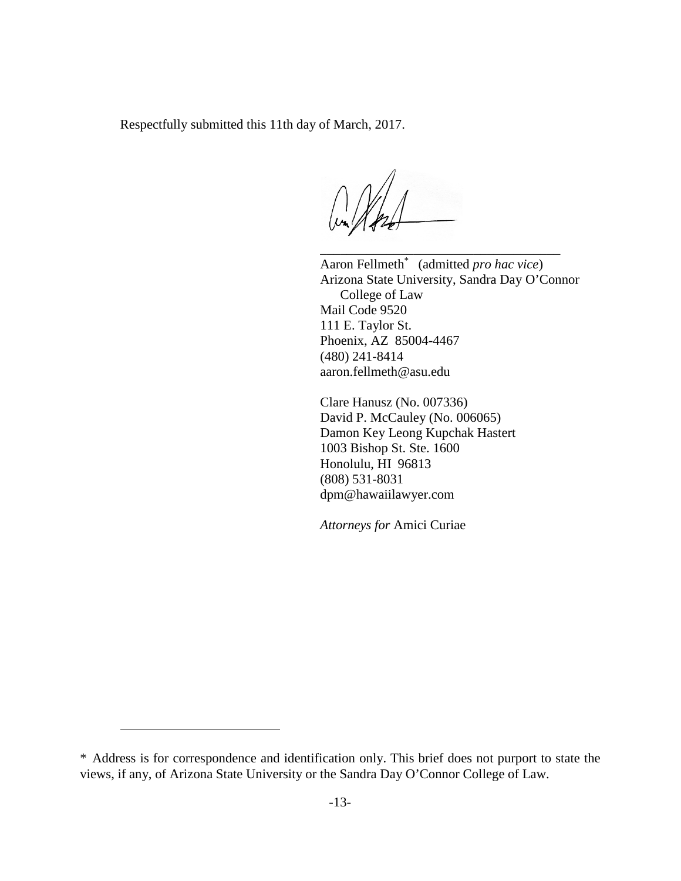Respectfully submitted this 11th day of March, 2017.

\_\_\_\_\_\_\_\_\_\_\_\_\_\_\_\_\_\_\_\_\_\_\_\_\_\_\_\_\_\_\_\_\_\_\_\_

Aaron Fellmeth* (admitted *pro hac vice*)
Arizona State University, Sandra Day O'Connor
College of Law
Mail Code 9520
111 E. Taylor St.
Phoenix, AZ 85004-4467
(480) 241-8414
aaron.fellmeth@asu.edu

Clare Hanusz (No. 007336)
David P. McCauley (No. 006065)
Damon Key Leong Kupchak Hastert
1003 Bishop St. Ste. 1600
Honolulu, HI 96813
(808) 531-8031
dpm@hawaiilawyer.com

*Attorneys for* Amici Curiae

* Address is for correspondence and identification only. This brief does not purport to state the views, if any, of Arizona State University or the Sandra Day O'Connor College of Law.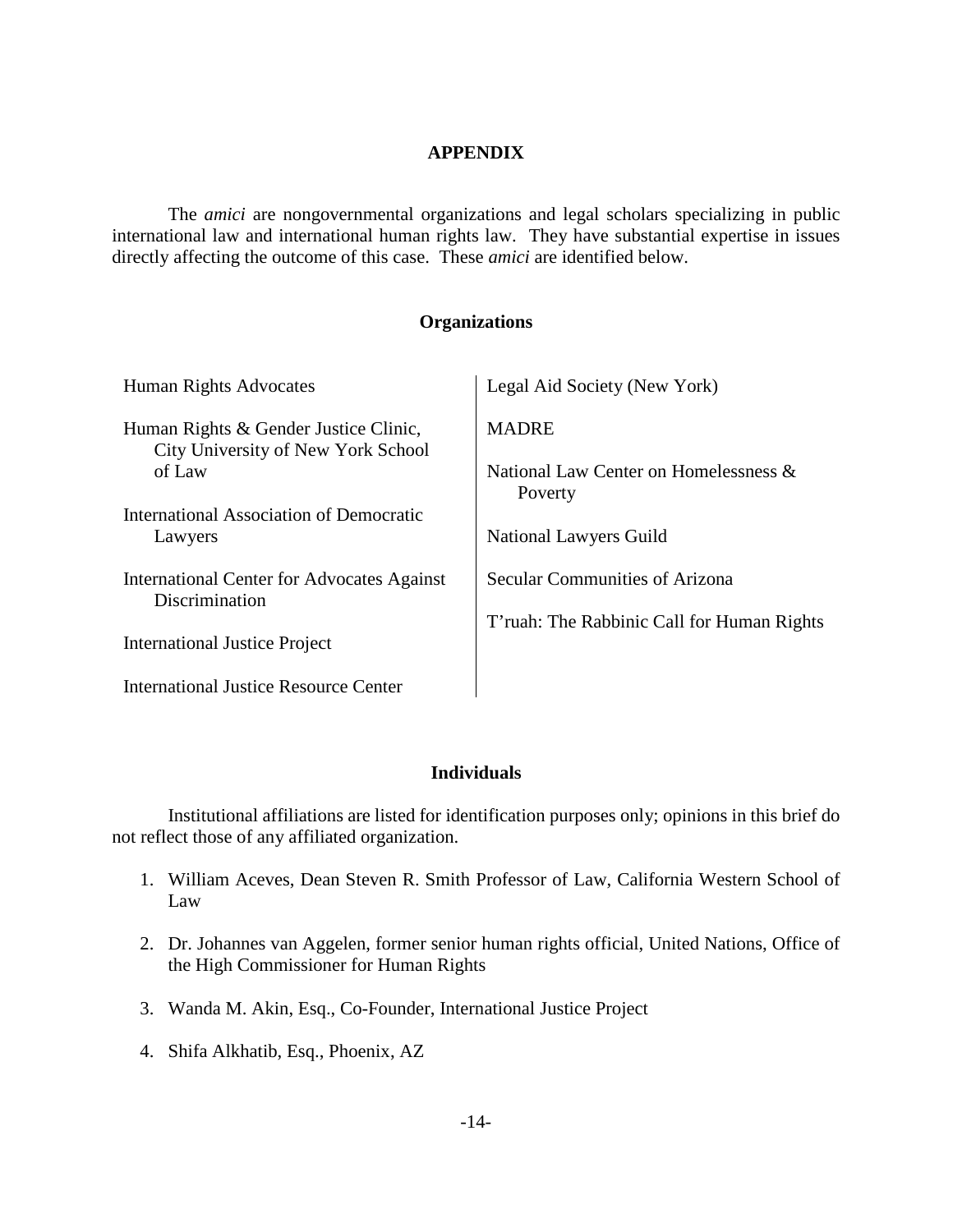# APPENDIX

The *amici* are nongovernmental organizations and legal scholars specializing in public international law and international human rights law. They have substantial expertise in issues directly affecting the outcome of this case. These *amici* are identified below.

## Organizations

Human Rights Advocates

Human Rights & Gender Justice Clinic, City University of New York School of Law

International Association of Democratic Lawyers

International Center for Advocates Against Discrimination

International Justice Project

International Justice Resource Center

Legal Aid Society (New York)

MADRE

National Law Center on Homelessness & Poverty

National Lawyers Guild

Secular Communities of Arizona

T'ruah: The Rabbinic Call for Human Rights

## Individuals

Institutional affiliations are listed for identification purposes only; opinions in this brief do not reflect those of any affiliated organization.

1. William Aceves, Dean Steven R. Smith Professor of Law, California Western School of Law

2. Dr. Johannes van Aggelen, former senior human rights official, United Nations, Office of the High Commissioner for Human Rights

3. Wanda M. Akin, Esq., Co-Founder, International Justice Project

4. Shifa Alkhatib, Esq., Phoenix, AZ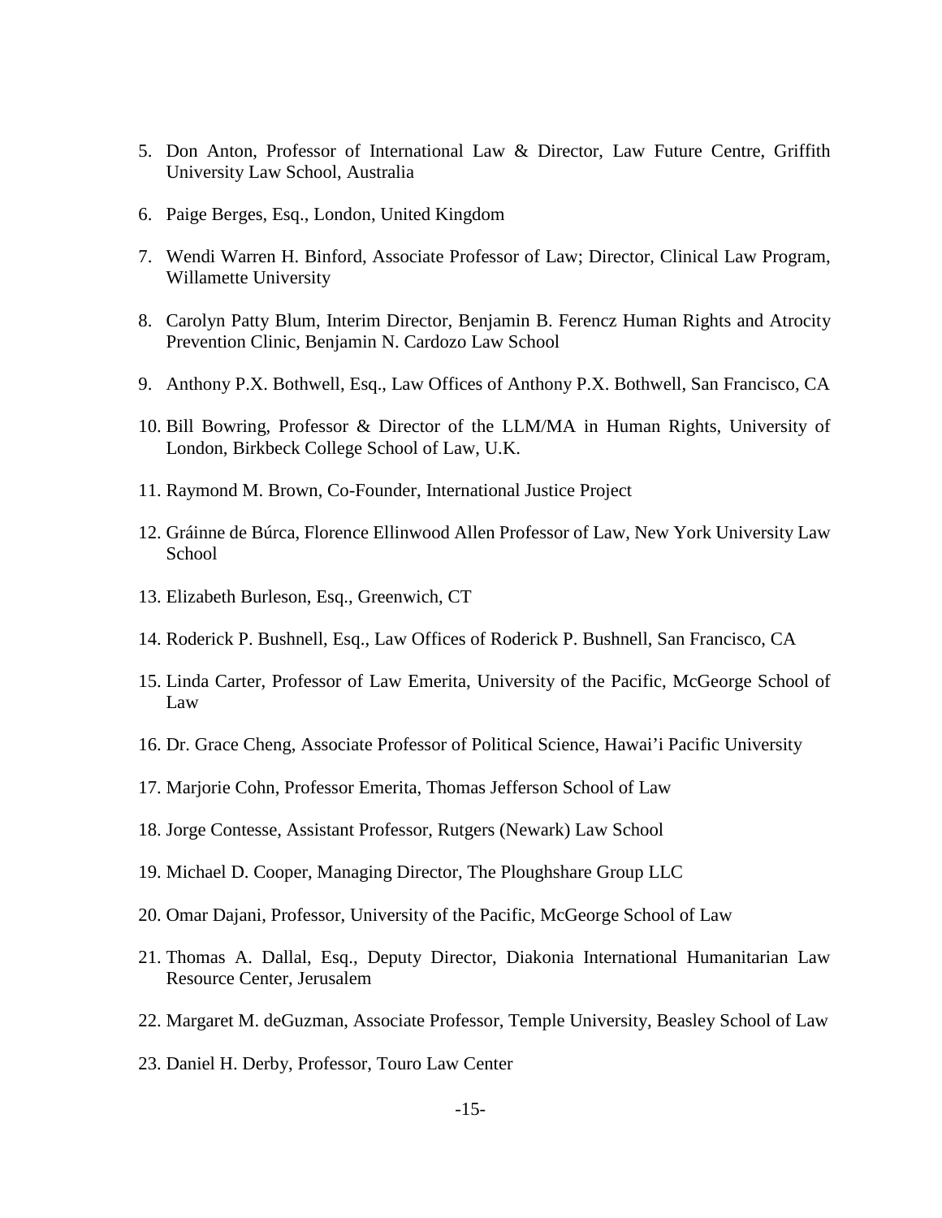5. Don Anton, Professor of International Law & Director, Law Future Centre, Griffith University Law School, Australia

6. Paige Berges, Esq., London, United Kingdom

7. Wendi Warren H. Binford, Associate Professor of Law; Director, Clinical Law Program, Willamette University

8. Carolyn Patty Blum, Interim Director, Benjamin B. Ferencz Human Rights and Atrocity Prevention Clinic, Benjamin N. Cardozo Law School

9. Anthony P.X. Bothwell, Esq., Law Offices of Anthony P.X. Bothwell, San Francisco, CA

10. Bill Bowring, Professor & Director of the LLM/MA in Human Rights, University of London, Birkbeck College School of Law, U.K.

11. Raymond M. Brown, Co-Founder, International Justice Project

12. Gráinne de Búrca, Florence Ellinwood Allen Professor of Law, New York University Law School

13. Elizabeth Burleson, Esq., Greenwich, CT

14. Roderick P. Bushnell, Esq., Law Offices of Roderick P. Bushnell, San Francisco, CA

15. Linda Carter, Professor of Law Emerita, University of the Pacific, McGeorge School of Law

16. Dr. Grace Cheng, Associate Professor of Political Science, Hawai'i Pacific University

17. Marjorie Cohn, Professor Emerita, Thomas Jefferson School of Law

18. Jorge Contesse, Assistant Professor, Rutgers (Newark) Law School

19. Michael D. Cooper, Managing Director, The Ploughshare Group LLC

20. Omar Dajani, Professor, University of the Pacific, McGeorge School of Law

21. Thomas A. Dallal, Esq., Deputy Director, Diakonia International Humanitarian Law Resource Center, Jerusalem

22. Margaret M. deGuzman, Associate Professor, Temple University, Beasley School of Law

23. Daniel H. Derby, Professor, Touro Law Center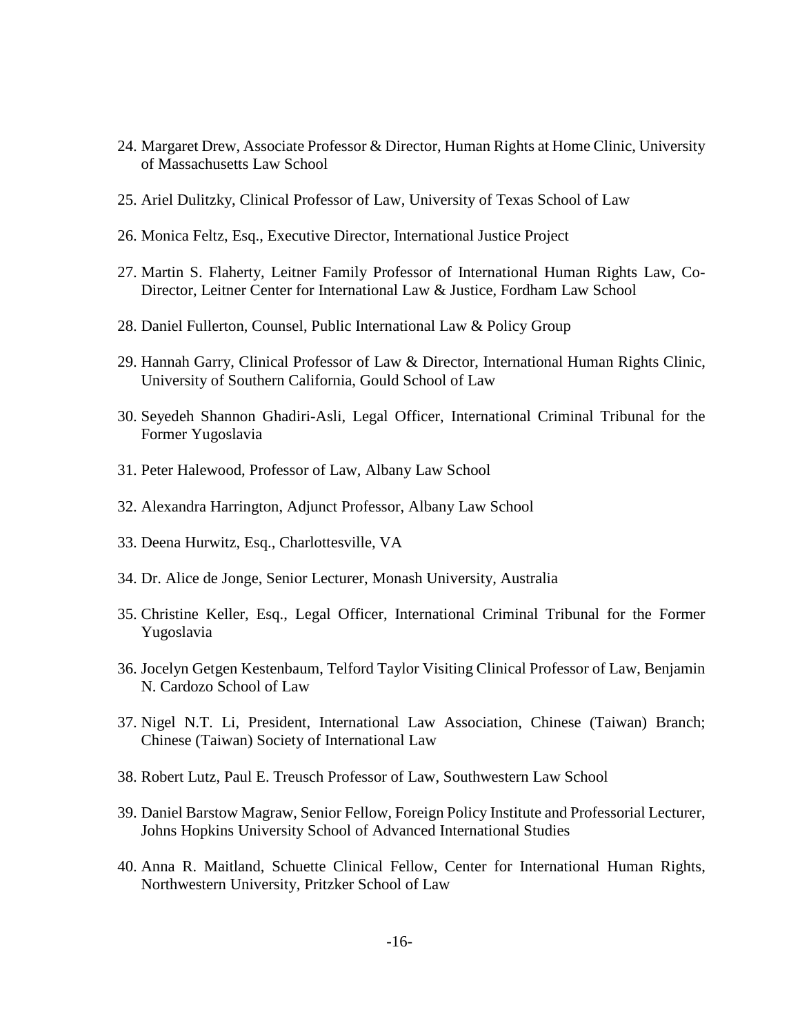24. Margaret Drew, Associate Professor & Director, Human Rights at Home Clinic, University of Massachusetts Law School

25. Ariel Dulitzky, Clinical Professor of Law, University of Texas School of Law

26. Monica Feltz, Esq., Executive Director, International Justice Project

27. Martin S. Flaherty, Leitner Family Professor of International Human Rights Law, Co-Director, Leitner Center for International Law & Justice, Fordham Law School

28. Daniel Fullerton, Counsel, Public International Law & Policy Group

29. Hannah Garry, Clinical Professor of Law & Director, International Human Rights Clinic, University of Southern California, Gould School of Law

30. Seyedeh Shannon Ghadiri-Asli, Legal Officer, International Criminal Tribunal for the Former Yugoslavia

31. Peter Halewood, Professor of Law, Albany Law School

32. Alexandra Harrington, Adjunct Professor, Albany Law School

33. Deena Hurwitz, Esq., Charlottesville, VA

34. Dr. Alice de Jonge, Senior Lecturer, Monash University, Australia

35. Christine Keller, Esq., Legal Officer, International Criminal Tribunal for the Former Yugoslavia

36. Jocelyn Getgen Kestenbaum, Telford Taylor Visiting Clinical Professor of Law, Benjamin N. Cardozo School of Law

37. Nigel N.T. Li, President, International Law Association, Chinese (Taiwan) Branch; Chinese (Taiwan) Society of International Law

38. Robert Lutz, Paul E. Treusch Professor of Law, Southwestern Law School

39. Daniel Barstow Magraw, Senior Fellow, Foreign Policy Institute and Professorial Lecturer, Johns Hopkins University School of Advanced International Studies

40. Anna R. Maitland, Schuette Clinical Fellow, Center for International Human Rights, Northwestern University, Pritzker School of Law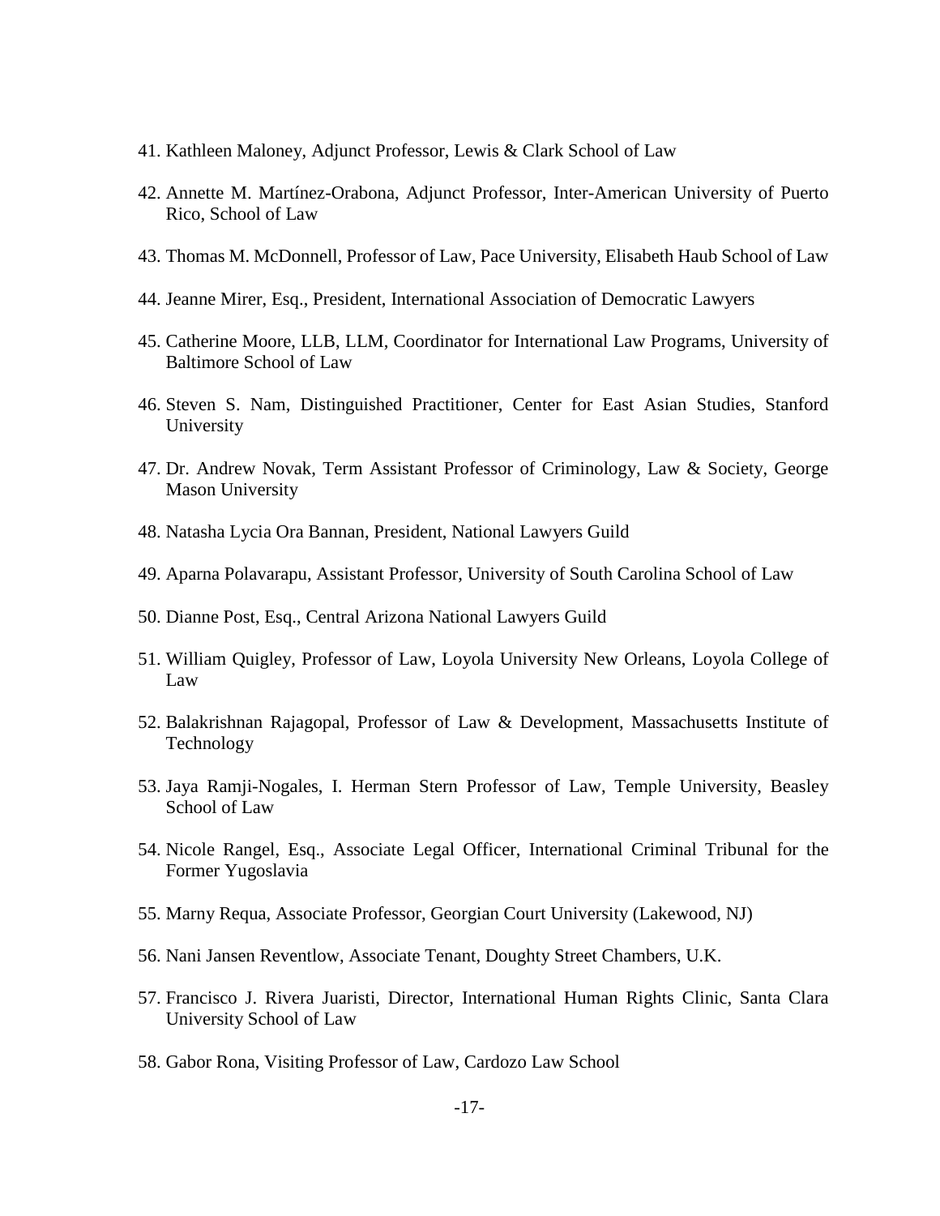41. Kathleen Maloney, Adjunct Professor, Lewis & Clark School of Law

42. Annette M. Martínez-Orabona, Adjunct Professor, Inter-American University of Puerto Rico, School of Law

43. Thomas M. McDonnell, Professor of Law, Pace University, Elisabeth Haub School of Law

44. Jeanne Mirer, Esq., President, International Association of Democratic Lawyers

45. Catherine Moore, LLB, LLM, Coordinator for International Law Programs, University of Baltimore School of Law

46. Steven S. Nam, Distinguished Practitioner, Center for East Asian Studies, Stanford University

47. Dr. Andrew Novak, Term Assistant Professor of Criminology, Law & Society, George Mason University

48. Natasha Lycia Ora Bannan, President, National Lawyers Guild

49. Aparna Polavarapu, Assistant Professor, University of South Carolina School of Law

50. Dianne Post, Esq., Central Arizona National Lawyers Guild

51. William Quigley, Professor of Law, Loyola University New Orleans, Loyola College of Law

52. Balakrishnan Rajagopal, Professor of Law & Development, Massachusetts Institute of Technology

53. Jaya Ramji-Nogales, I. Herman Stern Professor of Law, Temple University, Beasley School of Law

54. Nicole Rangel, Esq., Associate Legal Officer, International Criminal Tribunal for the Former Yugoslavia

55. Marny Requa, Associate Professor, Georgian Court University (Lakewood, NJ)

56. Nani Jansen Reventlow, Associate Tenant, Doughty Street Chambers, U.K.

57. Francisco J. Rivera Juaristi, Director, International Human Rights Clinic, Santa Clara University School of Law

58. Gabor Rona, Visiting Professor of Law, Cardozo Law School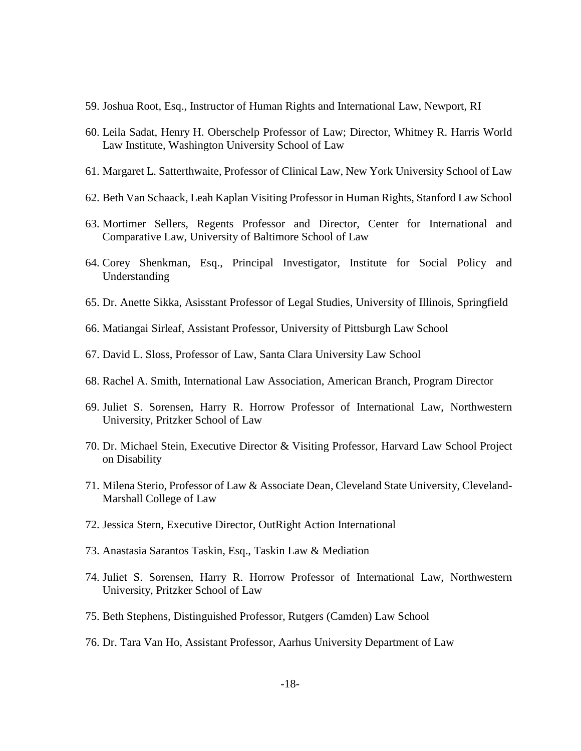59. Joshua Root, Esq., Instructor of Human Rights and International Law, Newport, RI

60. Leila Sadat, Henry H. Oberschelp Professor of Law; Director, Whitney R. Harris World Law Institute, Washington University School of Law

61. Margaret L. Satterthwaite, Professor of Clinical Law, New York University School of Law

62. Beth Van Schaack, Leah Kaplan Visiting Professor in Human Rights, Stanford Law School

63. Mortimer Sellers, Regents Professor and Director, Center for International and Comparative Law, University of Baltimore School of Law

64. Corey Shenkman, Esq., Principal Investigator, Institute for Social Policy and Understanding

65. Dr. Anette Sikka, Asisstant Professor of Legal Studies, University of Illinois, Springfield

66. Matiangai Sirleaf, Assistant Professor, University of Pittsburgh Law School

67. David L. Sloss, Professor of Law, Santa Clara University Law School

68. Rachel A. Smith, International Law Association, American Branch, Program Director

69. Juliet S. Sorensen, Harry R. Horrow Professor of International Law, Northwestern University, Pritzker School of Law

70. Dr. Michael Stein, Executive Director & Visiting Professor, Harvard Law School Project on Disability

71. Milena Sterio, Professor of Law & Associate Dean, Cleveland State University, Cleveland-Marshall College of Law

72. Jessica Stern, Executive Director, OutRight Action International

73. Anastasia Sarantos Taskin, Esq., Taskin Law & Mediation

74. Juliet S. Sorensen, Harry R. Horrow Professor of International Law, Northwestern University, Pritzker School of Law

75. Beth Stephens, Distinguished Professor, Rutgers (Camden) Law School

76. Dr. Tara Van Ho, Assistant Professor, Aarhus University Department of Law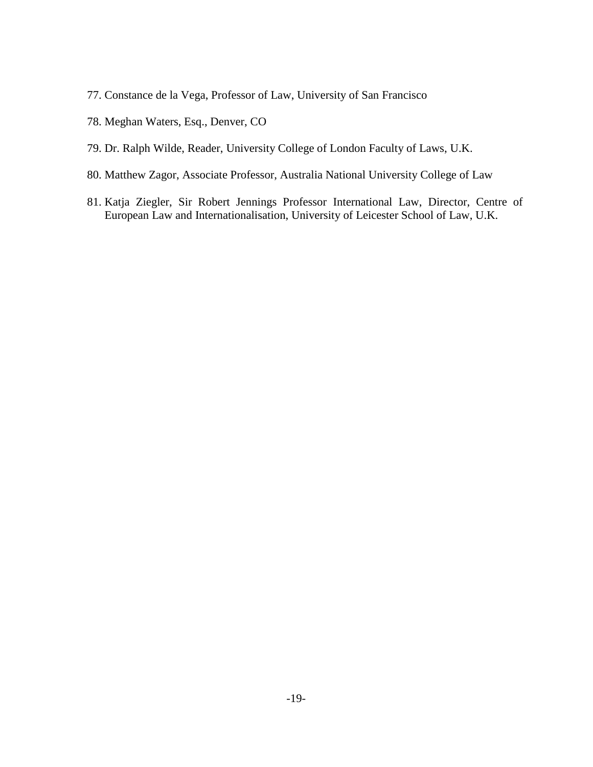77. Constance de la Vega, Professor of Law, University of San Francisco

78. Meghan Waters, Esq., Denver, CO

79. Dr. Ralph Wilde, Reader, University College of London Faculty of Laws, U.K.

80. Matthew Zagor, Associate Professor, Australia National University College of Law

81. Katja Ziegler, Sir Robert Jennings Professor International Law, Director, Centre of European Law and Internationalisation, University of Leicester School of Law, U.K.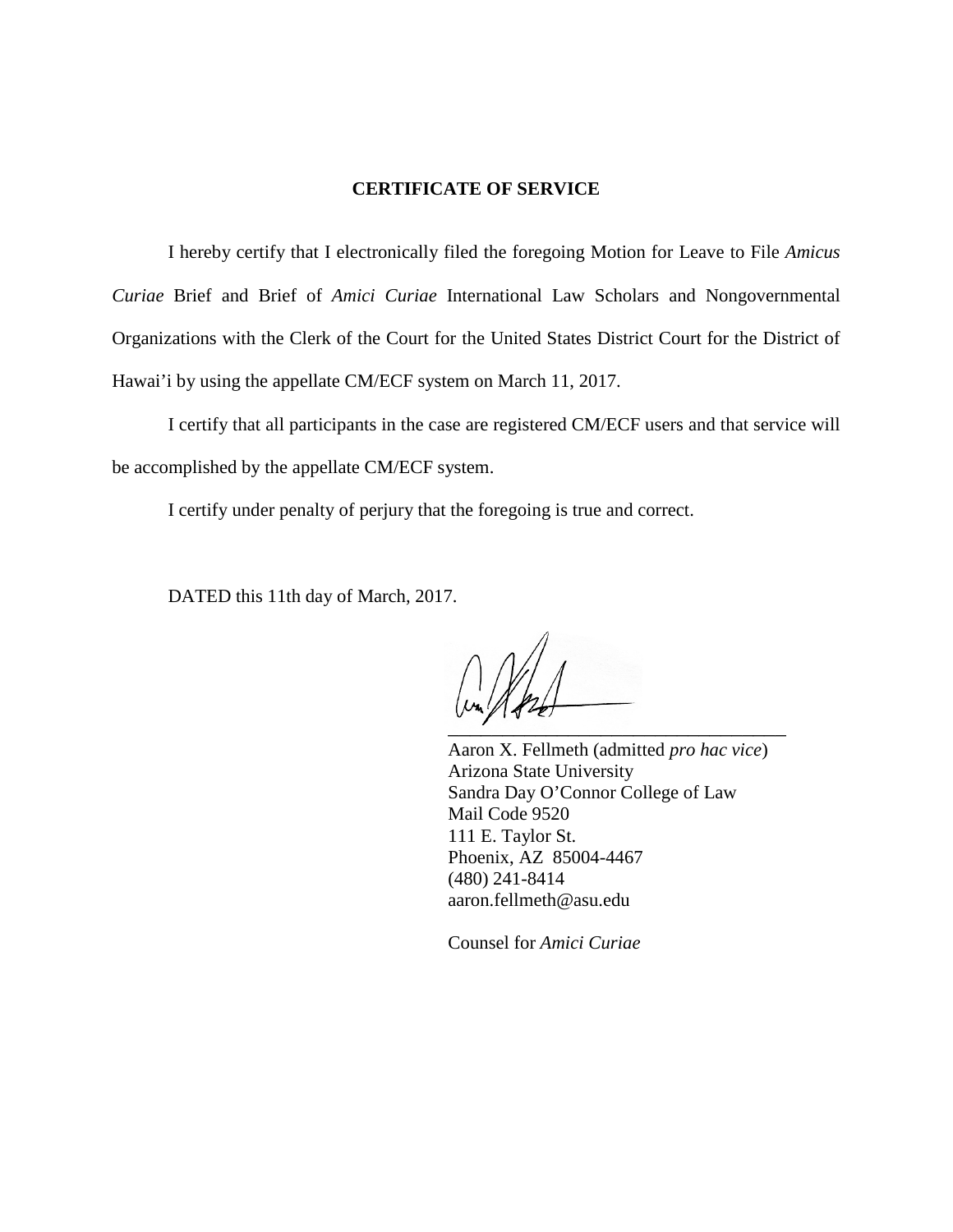**CERTIFICATE OF SERVICE**

I hereby certify that I electronically filed the foregoing Motion for Leave to File *Amicus Curiae* Brief and Brief of *Amici Curiae* International Law Scholars and Nongovernmental Organizations with the Clerk of the Court for the United States District Court for the District of Hawai'i by using the appellate CM/ECF system on March 11, 2017.

I certify that all participants in the case are registered CM/ECF users and that service will be accomplished by the appellate CM/ECF system.

I certify under penalty of perjury that the foregoing is true and correct.

DATED this 11th day of March, 2017.

\_\_\_\_\_\_\_\_\_\_\_\_\_\_\_\_\_\_\_\_\_\_\_\_\_\_\_\_\_\_\_\_\_\_\_\_

Aaron X. Fellmeth (admitted *pro hac vice*)
Arizona State University
Sandra Day O'Connor College of Law
Mail Code 9520
111 E. Taylor St.
Phoenix, AZ 85004-4467
(480) 241-8414
aaron.fellmeth@asu.edu

Counsel for *Amici Curiae*